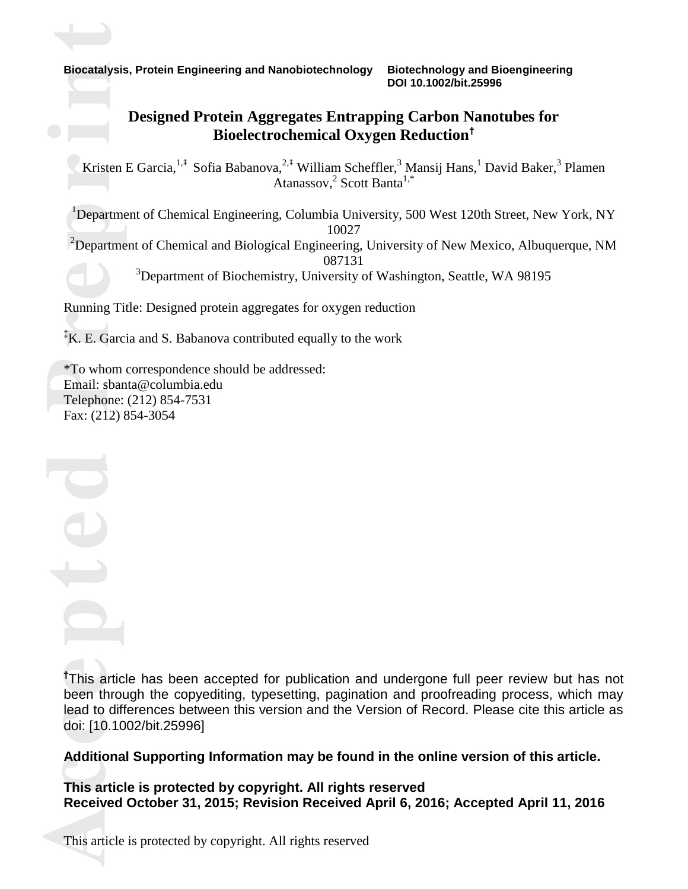**Biocatalysis, Protein Engineering and Nanobiotechnology** **Biotechnology and Bioengineering**
**DOI 10.1002/bit.25996**

# Designed Protein Aggregates Entrapping Carbon Nanotubes for Bioelectrochemical Oxygen Reduction†

Kristen E Garcia,[1,‡] Sofia Babanova,[2,‡] William Scheffler,[3] Mansij Hans,[1] David Baker,[3] Plamen Atanassov,[2] Scott Banta[1,*]

[1]Department of Chemical Engineering, Columbia University, 500 West 120th Street, New York, NY 10027

[2]Department of Chemical and Biological Engineering, University of New Mexico, Albuquerque, NM 087131

[3]Department of Biochemistry, University of Washington, Seattle, WA 98195

Running Title: Designed protein aggregates for oxygen reduction

‡K. E. Garcia and S. Babanova contributed equally to the work

*To whom correspondence should be addressed:
Email: sbanta@columbia.edu
Telephone: (212) 854-7531
Fax: (212) 854-3054

†This article has been accepted for publication and undergone full peer review but has not been through the copyediting, typesetting, pagination and proofreading process, which may lead to differences between this version and the Version of Record. Please cite this article as doi: [10.1002/bit.25996]

**Additional Supporting Information may be found in the online version of this article.**

**This article is protected by copyright. All rights reserved**
**Received October 31, 2015; Revision Received April 6, 2016; Accepted April 11, 2016**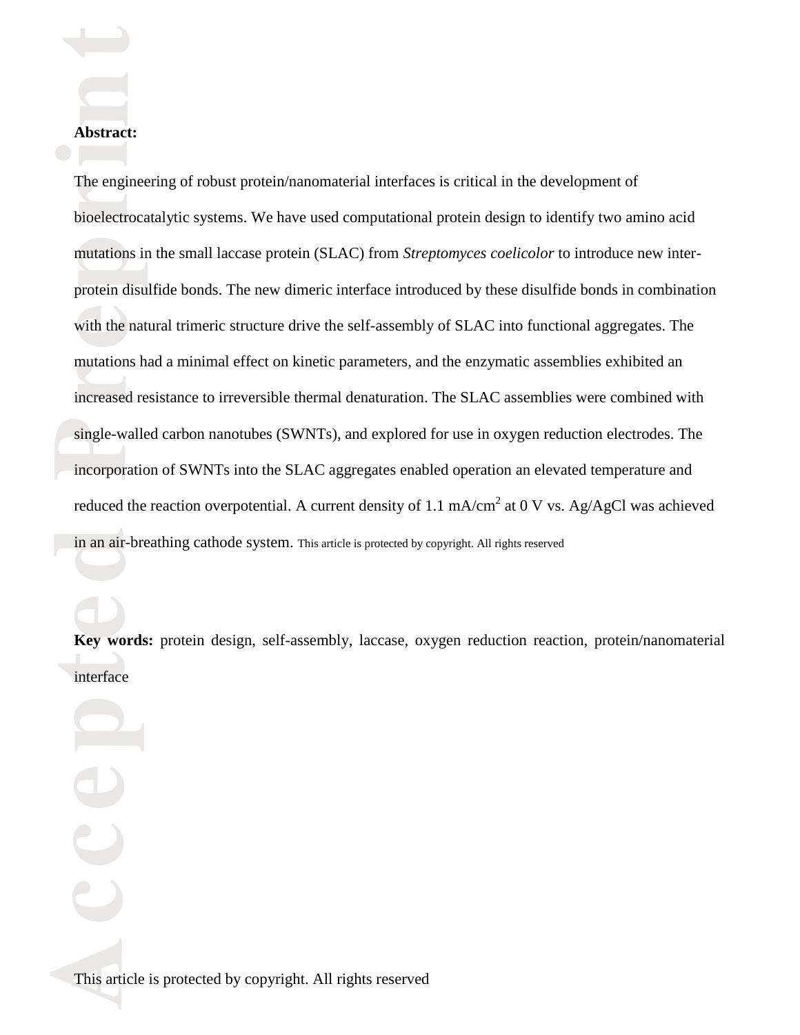**Abstract:**

The engineering of robust protein/nanomaterial interfaces is critical in the development of bioelectrocatalytic systems. We have used computational protein design to identify two amino acid mutations in the small laccase protein (SLAC) from *Streptomyces coelicolor* to introduce new inter-protein disulfide bonds. The new dimeric interface introduced by these disulfide bonds in combination with the natural trimeric structure drive the self-assembly of SLAC into functional aggregates. The mutations had a minimal effect on kinetic parameters, and the enzymatic assemblies exhibited an increased resistance to irreversible thermal denaturation. The SLAC assemblies were combined with single-walled carbon nanotubes (SWNTs), and explored for use in oxygen reduction electrodes. The incorporation of SWNTs into the SLAC aggregates enabled operation an elevated temperature and reduced the reaction overpotential. A current density of 1.1 mA/cm$^2$ at 0 V vs. Ag/AgCl was achieved in an air-breathing cathode system. This article is protected by copyright. All rights reserved

**Key words:** protein design, self-assembly, laccase, oxygen reduction reaction, protein/nanomaterial interface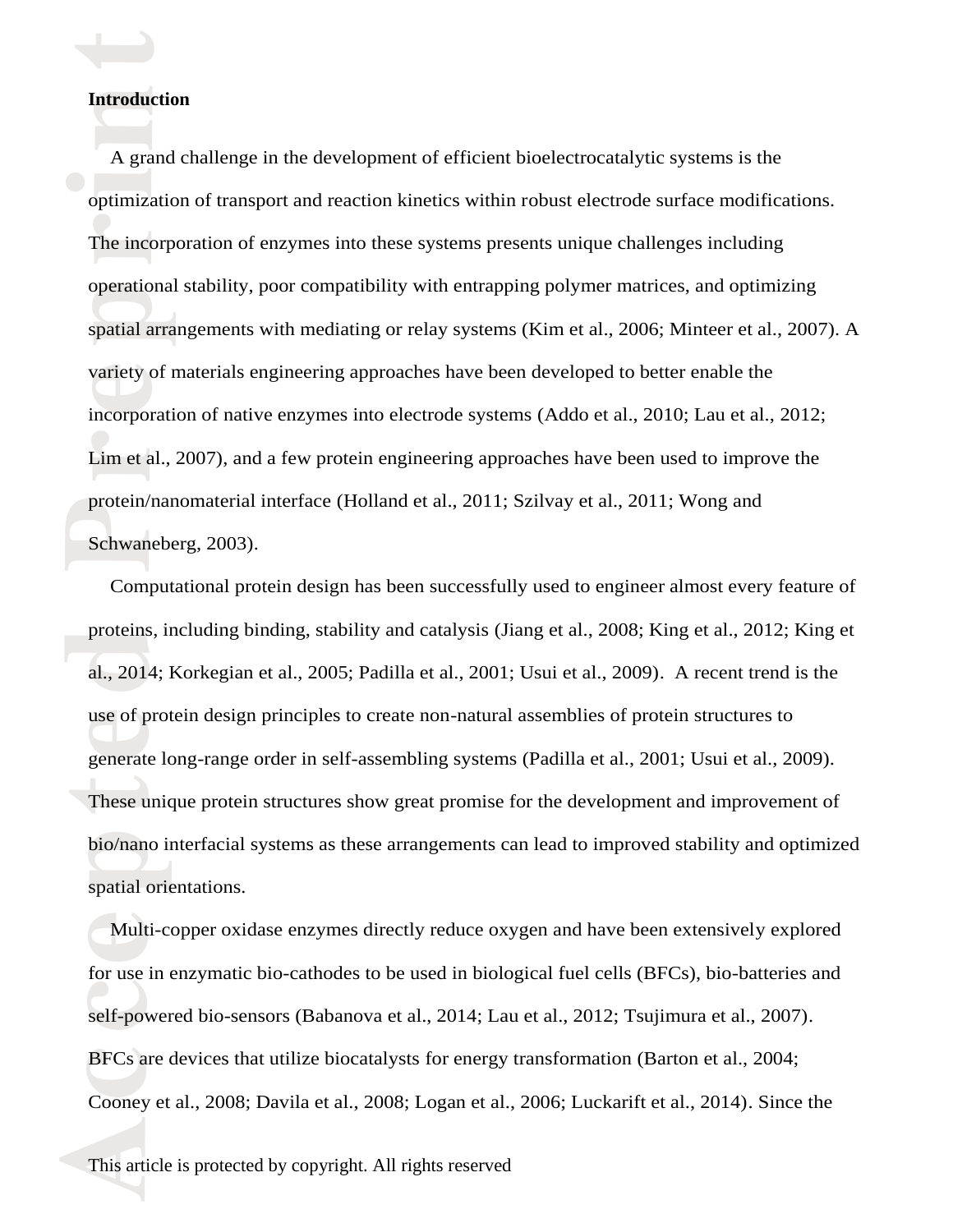## Introduction

A grand challenge in the development of efficient bioelectrocatalytic systems is the optimization of transport and reaction kinetics within robust electrode surface modifications. The incorporation of enzymes into these systems presents unique challenges including operational stability, poor compatibility with entrapping polymer matrices, and optimizing spatial arrangements with mediating or relay systems (Kim et al., 2006; Minteer et al., 2007). A variety of materials engineering approaches have been developed to better enable the incorporation of native enzymes into electrode systems (Addo et al., 2010; Lau et al., 2012; Lim et al., 2007), and a few protein engineering approaches have been used to improve the protein/nanomaterial interface (Holland et al., 2011; Szilvay et al., 2011; Wong and Schwaneberg, 2003).

Computational protein design has been successfully used to engineer almost every feature of proteins, including binding, stability and catalysis (Jiang et al., 2008; King et al., 2012; King et al., 2014; Korkegian et al., 2005; Padilla et al., 2001; Usui et al., 2009). A recent trend is the use of protein design principles to create non-natural assemblies of protein structures to generate long-range order in self-assembling systems (Padilla et al., 2001; Usui et al., 2009). These unique protein structures show great promise for the development and improvement of bio/nano interfacial systems as these arrangements can lead to improved stability and optimized spatial orientations.

Multi-copper oxidase enzymes directly reduce oxygen and have been extensively explored for use in enzymatic bio-cathodes to be used in biological fuel cells (BFCs), bio-batteries and self-powered bio-sensors (Babanova et al., 2014; Lau et al., 2012; Tsujimura et al., 2007). BFCs are devices that utilize biocatalysts for energy transformation (Barton et al., 2004; Cooney et al., 2008; Davila et al., 2008; Logan et al., 2006; Luckarift et al., 2014). Since the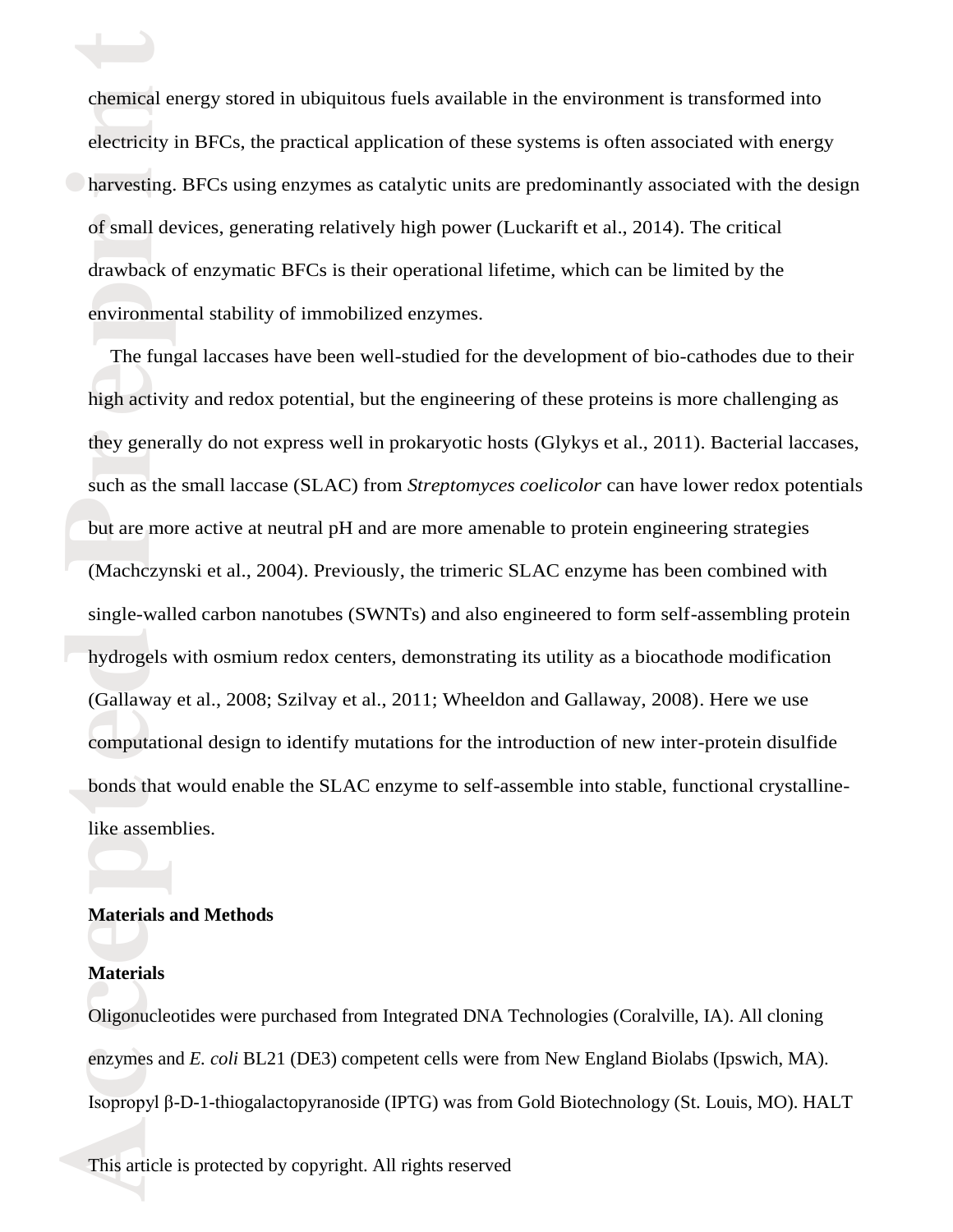chemical energy stored in ubiquitous fuels available in the environment is transformed into electricity in BFCs, the practical application of these systems is often associated with energy harvesting. BFCs using enzymes as catalytic units are predominantly associated with the design of small devices, generating relatively high power (Luckarift et al., 2014). The critical drawback of enzymatic BFCs is their operational lifetime, which can be limited by the environmental stability of immobilized enzymes.

The fungal laccases have been well-studied for the development of bio-cathodes due to their high activity and redox potential, but the engineering of these proteins is more challenging as they generally do not express well in prokaryotic hosts (Glykys et al., 2011). Bacterial laccases, such as the small laccase (SLAC) from *Streptomyces coelicolor* can have lower redox potentials but are more active at neutral pH and are more amenable to protein engineering strategies (Machczynski et al., 2004). Previously, the trimeric SLAC enzyme has been combined with single-walled carbon nanotubes (SWNTs) and also engineered to form self-assembling protein hydrogels with osmium redox centers, demonstrating its utility as a biocathode modification (Gallaway et al., 2008; Szilvay et al., 2011; Wheeldon and Gallaway, 2008). Here we use computational design to identify mutations for the introduction of new inter-protein disulfide bonds that would enable the SLAC enzyme to self-assemble into stable, functional crystalline-like assemblies.

## Materials and Methods

### Materials

Oligonucleotides were purchased from Integrated DNA Technologies (Coralville, IA). All cloning enzymes and *E. coli* BL21 (DE3) competent cells were from New England Biolabs (Ipswich, MA). Isopropyl β-D-1-thiogalactopyranoside (IPTG) was from Gold Biotechnology (St. Louis, MO). HALT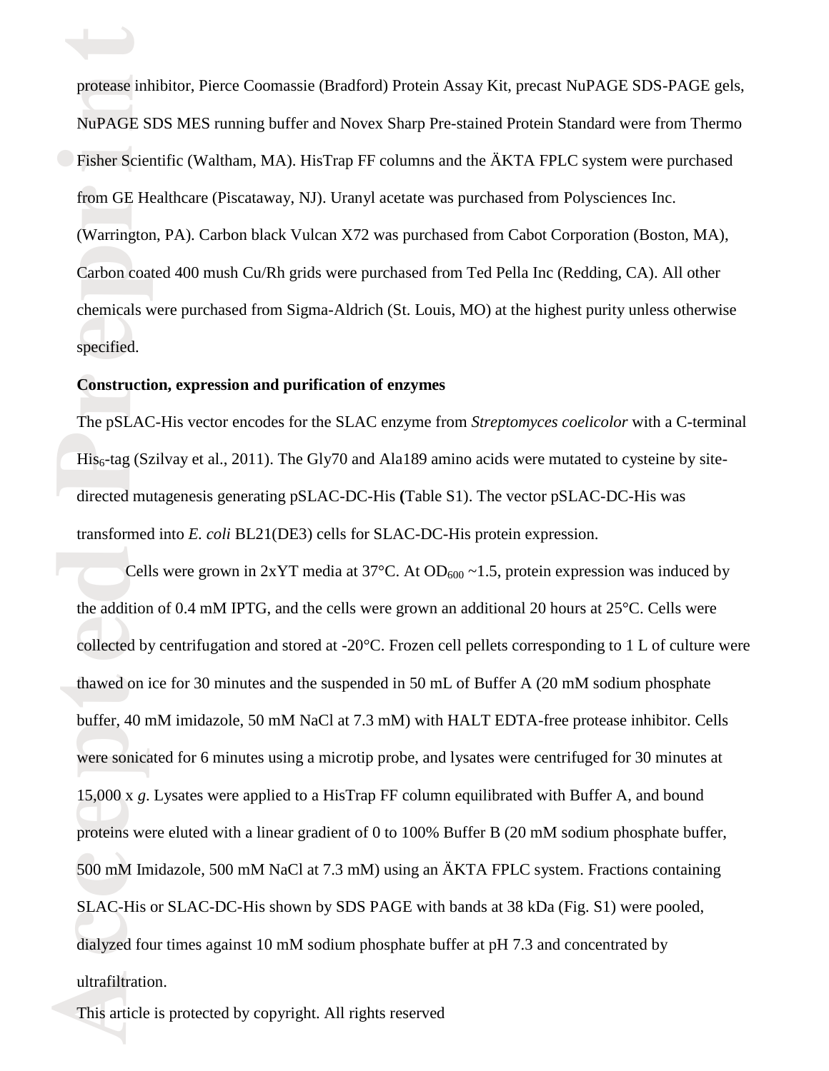protease inhibitor, Pierce Coomassie (Bradford) Protein Assay Kit, precast NuPAGE SDS-PAGE gels, NuPAGE SDS MES running buffer and Novex Sharp Pre-stained Protein Standard were from Thermo Fisher Scientific (Waltham, MA). HisTrap FF columns and the ÄKTA FPLC system were purchased from GE Healthcare (Piscataway, NJ). Uranyl acetate was purchased from Polysciences Inc. (Warrington, PA). Carbon black Vulcan X72 was purchased from Cabot Corporation (Boston, MA), Carbon coated 400 mush Cu/Rh grids were purchased from Ted Pella Inc (Redding, CA). All other chemicals were purchased from Sigma-Aldrich (St. Louis, MO) at the highest purity unless otherwise specified.

**Construction, expression and purification of enzymes**

The pSLAC-His vector encodes for the SLAC enzyme from *Streptomyces coelicolor* with a C-terminal $His_6$-tag (Szilvay et al., 2011). The Gly70 and Ala189 amino acids were mutated to cysteine by site-directed mutagenesis generating pSLAC-DC-His **(**Table S1). The vector pSLAC-DC-His was transformed into *E. coli* BL21(DE3) cells for SLAC-DC-His protein expression.

Cells were grown in 2xYT media at 37°C. At $OD_{600}$ ~1.5, protein expression was induced by the addition of 0.4 mM IPTG, and the cells were grown an additional 20 hours at 25°C. Cells were collected by centrifugation and stored at -20°C. Frozen cell pellets corresponding to 1 L of culture were thawed on ice for 30 minutes and the suspended in 50 mL of Buffer A (20 mM sodium phosphate buffer, 40 mM imidazole, 50 mM NaCl at 7.3 mM) with HALT EDTA-free protease inhibitor. Cells were sonicated for 6 minutes using a microtip probe, and lysates were centrifuged for 30 minutes at 15,000 x *g*. Lysates were applied to a HisTrap FF column equilibrated with Buffer A, and bound proteins were eluted with a linear gradient of 0 to 100% Buffer B (20 mM sodium phosphate buffer, 500 mM Imidazole, 500 mM NaCl at 7.3 mM) using an ÄKTA FPLC system. Fractions containing SLAC-His or SLAC-DC-His shown by SDS PAGE with bands at 38 kDa (Fig. S1) were pooled, dialyzed four times against 10 mM sodium phosphate buffer at pH 7.3 and concentrated by ultrafiltration.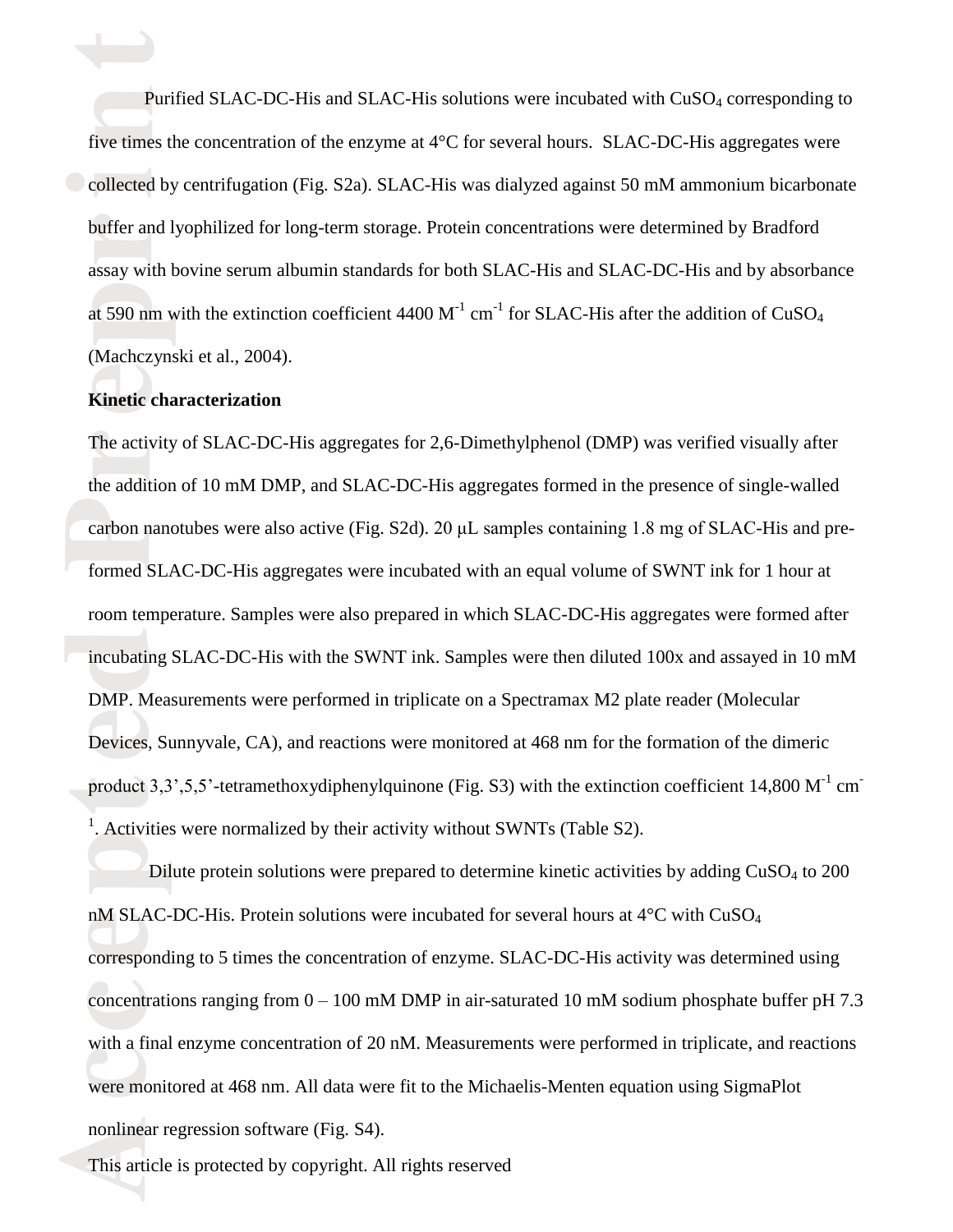Purified SLAC-DC-His and SLAC-His solutions were incubated with $CuSO_4$ corresponding to five times the concentration of the enzyme at 4°C for several hours. SLAC-DC-His aggregates were collected by centrifugation (Fig. S2a). SLAC-His was dialyzed against 50 mM ammonium bicarbonate buffer and lyophilized for long-term storage. Protein concentrations were determined by Bradford assay with bovine serum albumin standards for both SLAC-His and SLAC-DC-His and by absorbance at 590 nm with the extinction coefficient 4400 $M^{-1}$ $cm^{-1}$ for SLAC-His after the addition of $CuSO_4$ (Machczynski et al., 2004).

**Kinetic characterization**

The activity of SLAC-DC-His aggregates for 2,6-Dimethylphenol (DMP) was verified visually after the addition of 10 mM DMP, and SLAC-DC-His aggregates formed in the presence of single-walled carbon nanotubes were also active (Fig. S2d). 20 μL samples containing 1.8 mg of SLAC-His and pre-formed SLAC-DC-His aggregates were incubated with an equal volume of SWNT ink for 1 hour at room temperature. Samples were also prepared in which SLAC-DC-His aggregates were formed after incubating SLAC-DC-His with the SWNT ink. Samples were then diluted 100x and assayed in 10 mM DMP. Measurements were performed in triplicate on a Spectramax M2 plate reader (Molecular Devices, Sunnyvale, CA), and reactions were monitored at 468 nm for the formation of the dimeric product 3,3',5,5'-tetramethoxydiphenylquinone (Fig. S3) with the extinction coefficient 14,800 $M^{-1}$ $cm^{-1}$. Activities were normalized by their activity without SWNTs (Table S2).

Dilute protein solutions were prepared to determine kinetic activities by adding $CuSO_4$ to 200 nM SLAC-DC-His. Protein solutions were incubated for several hours at 4°C with $CuSO_4$ corresponding to 5 times the concentration of enzyme. SLAC-DC-His activity was determined using concentrations ranging from 0 – 100 mM DMP in air-saturated 10 mM sodium phosphate buffer pH 7.3 with a final enzyme concentration of 20 nM. Measurements were performed in triplicate, and reactions were monitored at 468 nm. All data were fit to the Michaelis-Menten equation using SigmaPlot nonlinear regression software (Fig. S4).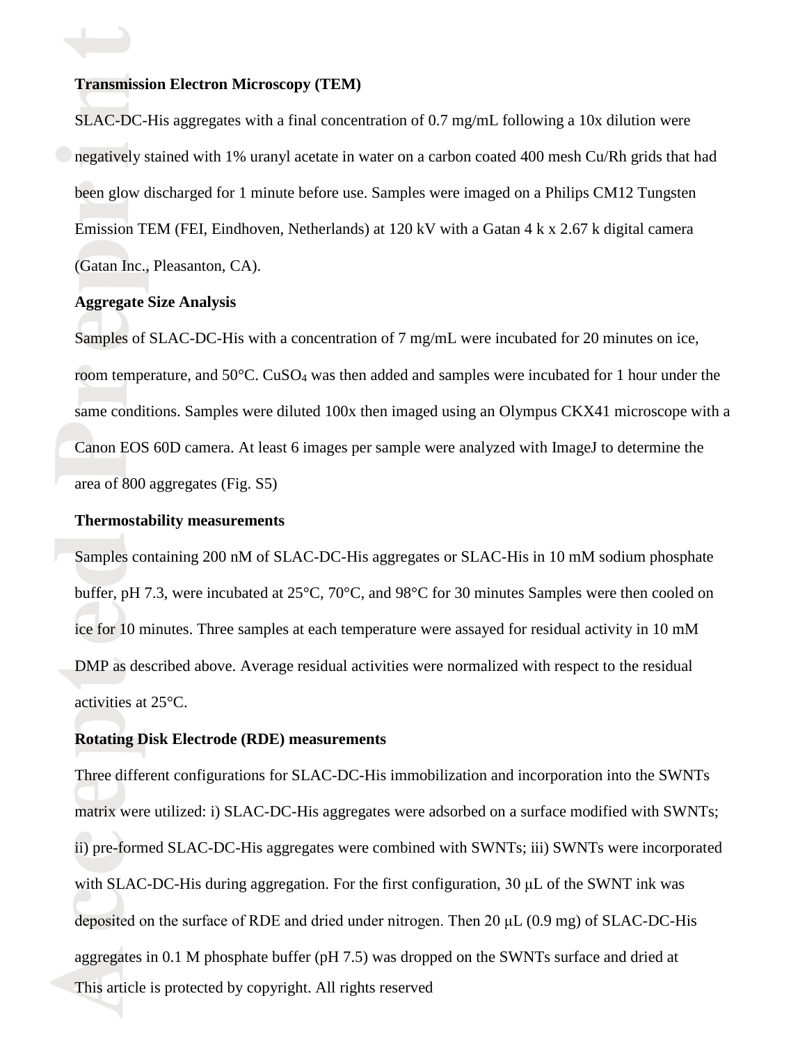**Transmission Electron Microscopy (TEM)**

SLAC-DC-His aggregates with a final concentration of 0.7 mg/mL following a 10x dilution were negatively stained with 1% uranyl acetate in water on a carbon coated 400 mesh Cu/Rh grids that had been glow discharged for 1 minute before use. Samples were imaged on a Philips CM12 Tungsten Emission TEM (FEI, Eindhoven, Netherlands) at 120 kV with a Gatan 4 k x 2.67 k digital camera (Gatan Inc., Pleasanton, CA).

**Aggregate Size Analysis**

Samples of SLAC-DC-His with a concentration of 7 mg/mL were incubated for 20 minutes on ice, room temperature, and 50°C. $CuSO_4$ was then added and samples were incubated for 1 hour under the same conditions. Samples were diluted 100x then imaged using an Olympus CKX41 microscope with a Canon EOS 60D camera. At least 6 images per sample were analyzed with ImageJ to determine the area of 800 aggregates (Fig. S5)

**Thermostability measurements**

Samples containing 200 nM of SLAC-DC-His aggregates or SLAC-His in 10 mM sodium phosphate buffer, pH 7.3, were incubated at 25°C, 70°C, and 98°C for 30 minutes Samples were then cooled on ice for 10 minutes. Three samples at each temperature were assayed for residual activity in 10 mM DMP as described above. Average residual activities were normalized with respect to the residual activities at 25°C.

**Rotating Disk Electrode (RDE) measurements**

Three different configurations for SLAC-DC-His immobilization and incorporation into the SWNTs matrix were utilized: i) SLAC-DC-His aggregates were adsorbed on a surface modified with SWNTs; ii) pre-formed SLAC-DC-His aggregates were combined with SWNTs; iii) SWNTs were incorporated with SLAC-DC-His during aggregation. For the first configuration, 30 μL of the SWNT ink was deposited on the surface of RDE and dried under nitrogen. Then 20 μL (0.9 mg) of SLAC-DC-His aggregates in 0.1 M phosphate buffer (pH 7.5) was dropped on the SWNTs surface and dried at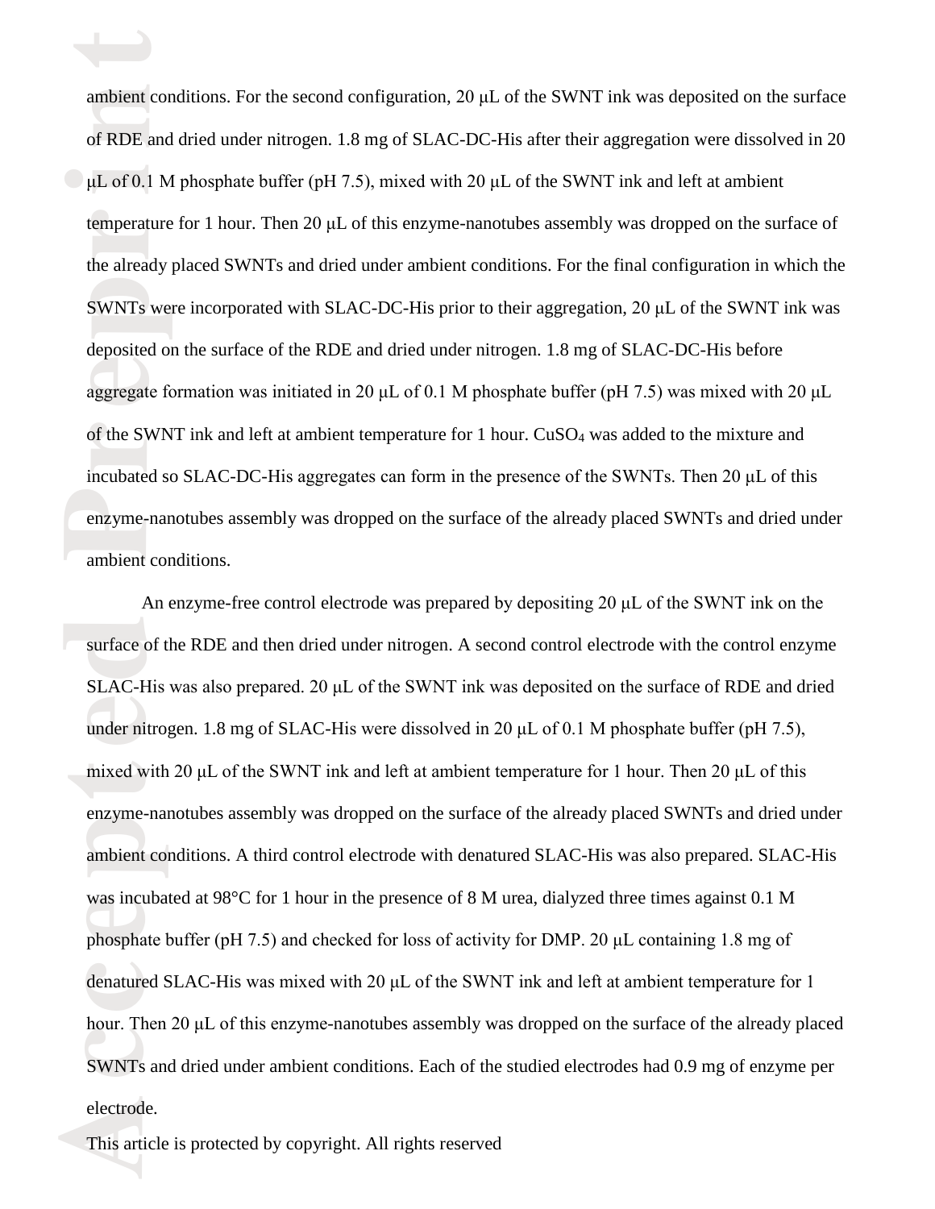ambient conditions. For the second configuration, 20 μL of the SWNT ink was deposited on the surface of RDE and dried under nitrogen. 1.8 mg of SLAC-DC-His after their aggregation were dissolved in 20 μL of 0.1 M phosphate buffer (pH 7.5), mixed with 20 μL of the SWNT ink and left at ambient temperature for 1 hour. Then 20 μL of this enzyme-nanotubes assembly was dropped on the surface of the already placed SWNTs and dried under ambient conditions. For the final configuration in which the SWNTs were incorporated with SLAC-DC-His prior to their aggregation, 20 μL of the SWNT ink was deposited on the surface of the RDE and dried under nitrogen. 1.8 mg of SLAC-DC-His before aggregate formation was initiated in 20 μL of 0.1 M phosphate buffer (pH 7.5) was mixed with 20 μL of the SWNT ink and left at ambient temperature for 1 hour. $CuSO_4$ was added to the mixture and incubated so SLAC-DC-His aggregates can form in the presence of the SWNTs. Then 20 μL of this enzyme-nanotubes assembly was dropped on the surface of the already placed SWNTs and dried under ambient conditions.

An enzyme-free control electrode was prepared by depositing 20 μL of the SWNT ink on the surface of the RDE and then dried under nitrogen. A second control electrode with the control enzyme SLAC-His was also prepared. 20 μL of the SWNT ink was deposited on the surface of RDE and dried under nitrogen. 1.8 mg of SLAC-His were dissolved in 20 μL of 0.1 M phosphate buffer (pH 7.5), mixed with 20 μL of the SWNT ink and left at ambient temperature for 1 hour. Then 20 μL of this enzyme-nanotubes assembly was dropped on the surface of the already placed SWNTs and dried under ambient conditions. A third control electrode with denatured SLAC-His was also prepared. SLAC-His was incubated at 98°C for 1 hour in the presence of 8 M urea, dialyzed three times against 0.1 M phosphate buffer (pH 7.5) and checked for loss of activity for DMP. 20 μL containing 1.8 mg of denatured SLAC-His was mixed with 20 μL of the SWNT ink and left at ambient temperature for 1 hour. Then 20 μL of this enzyme-nanotubes assembly was dropped on the surface of the already placed SWNTs and dried under ambient conditions. Each of the studied electrodes had 0.9 mg of enzyme per electrode.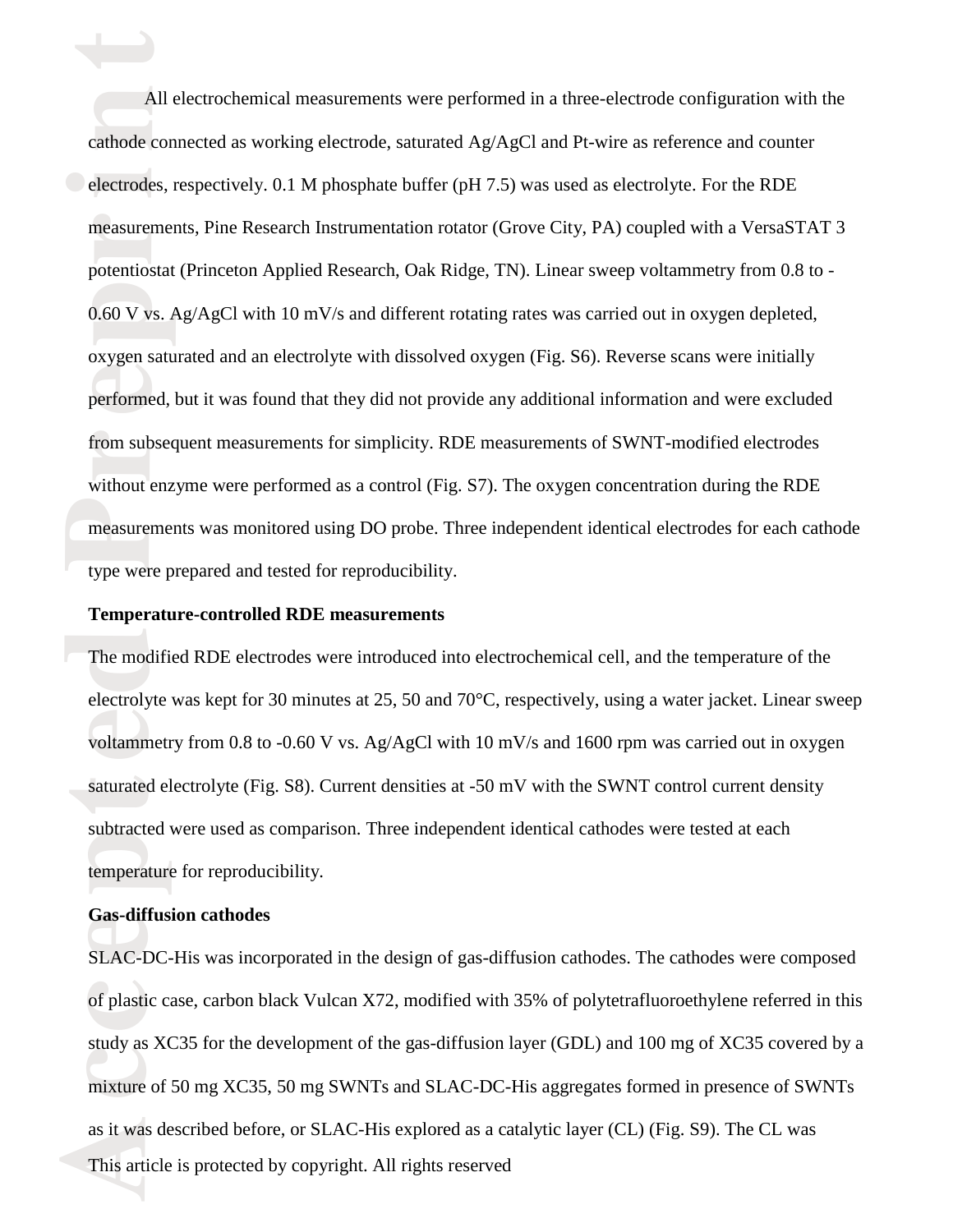All electrochemical measurements were performed in a three-electrode configuration with the cathode connected as working electrode, saturated Ag/AgCl and Pt-wire as reference and counter electrodes, respectively. 0.1 M phosphate buffer (pH 7.5) was used as electrolyte. For the RDE measurements, Pine Research Instrumentation rotator (Grove City, PA) coupled with a VersaSTAT 3 potentiostat (Princeton Applied Research, Oak Ridge, TN). Linear sweep voltammetry from 0.8 to -0.60 V vs. Ag/AgCl with 10 mV/s and different rotating rates was carried out in oxygen depleted, oxygen saturated and an electrolyte with dissolved oxygen (Fig. S6). Reverse scans were initially performed, but it was found that they did not provide any additional information and were excluded from subsequent measurements for simplicity. RDE measurements of SWNT-modified electrodes without enzyme were performed as a control (Fig. S7). The oxygen concentration during the RDE measurements was monitored using DO probe. Three independent identical electrodes for each cathode type were prepared and tested for reproducibility.

**Temperature-controlled RDE measurements**

The modified RDE electrodes were introduced into electrochemical cell, and the temperature of the electrolyte was kept for 30 minutes at 25, 50 and 70°C, respectively, using a water jacket. Linear sweep voltammetry from 0.8 to -0.60 V vs. Ag/AgCl with 10 mV/s and 1600 rpm was carried out in oxygen saturated electrolyte (Fig. S8). Current densities at -50 mV with the SWNT control current density subtracted were used as comparison. Three independent identical cathodes were tested at each temperature for reproducibility.

**Gas-diffusion cathodes**

SLAC-DC-His was incorporated in the design of gas-diffusion cathodes. The cathodes were composed of plastic case, carbon black Vulcan X72, modified with 35% of polytetrafluoroethylene referred in this study as XC35 for the development of the gas-diffusion layer (GDL) and 100 mg of XC35 covered by a mixture of 50 mg XC35, 50 mg SWNTs and SLAC-DC-His aggregates formed in presence of SWNTs as it was described before, or SLAC-His explored as a catalytic layer (CL) (Fig. S9). The CL was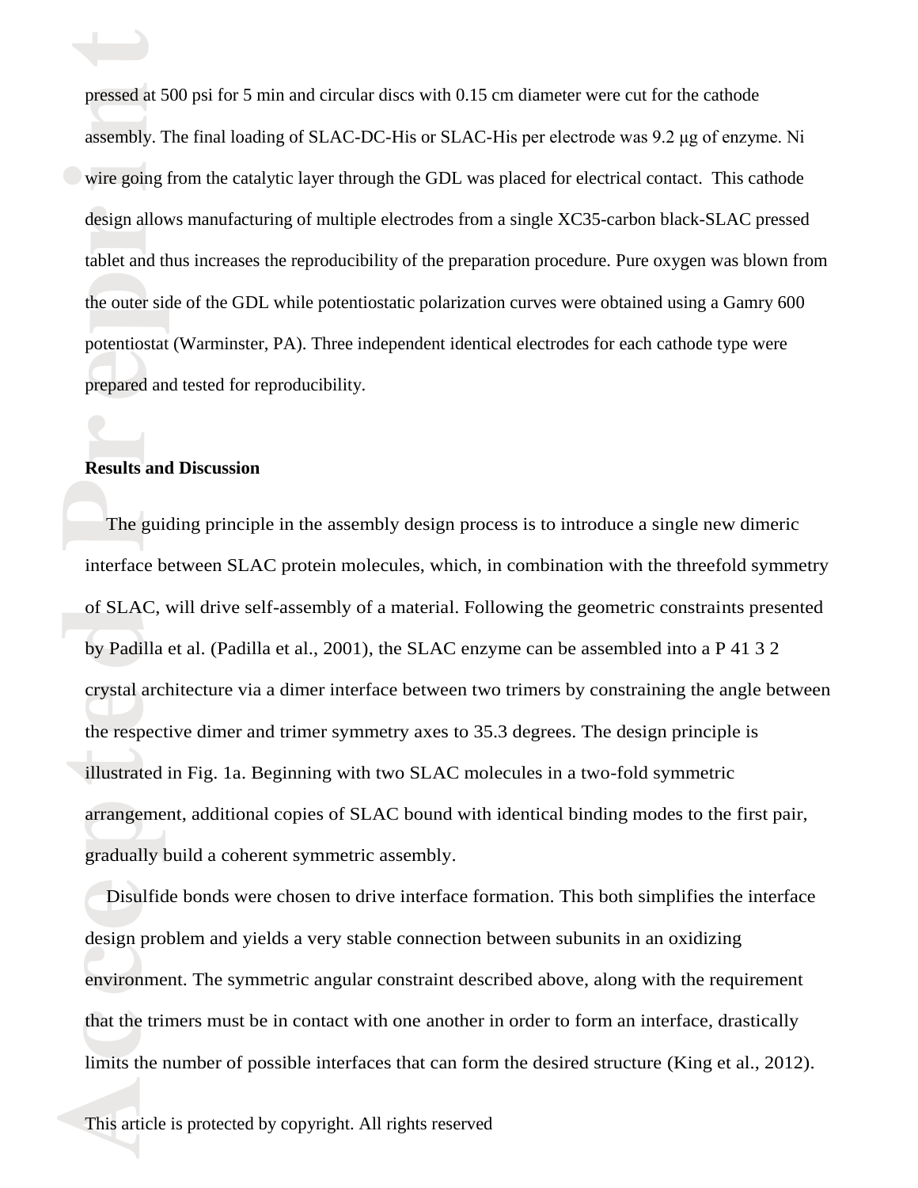pressed at 500 psi for 5 min and circular discs with 0.15 cm diameter were cut for the cathode assembly. The final loading of SLAC-DC-His or SLAC-His per electrode was 9.2 μg of enzyme. Ni wire going from the catalytic layer through the GDL was placed for electrical contact. This cathode design allows manufacturing of multiple electrodes from a single XC35-carbon black-SLAC pressed tablet and thus increases the reproducibility of the preparation procedure. Pure oxygen was blown from the outer side of the GDL while potentiostatic polarization curves were obtained using a Gamry 600 potentiostat (Warminster, PA). Three independent identical electrodes for each cathode type were prepared and tested for reproducibility.

**Results and Discussion**

The guiding principle in the assembly design process is to introduce a single new dimeric interface between SLAC protein molecules, which, in combination with the threefold symmetry of SLAC, will drive self-assembly of a material. Following the geometric constraints presented by Padilla et al. (Padilla et al., 2001), the SLAC enzyme can be assembled into a P 41 3 2 crystal architecture via a dimer interface between two trimers by constraining the angle between the respective dimer and trimer symmetry axes to 35.3 degrees. The design principle is illustrated in Fig. 1a. Beginning with two SLAC molecules in a two-fold symmetric arrangement, additional copies of SLAC bound with identical binding modes to the first pair, gradually build a coherent symmetric assembly.

Disulfide bonds were chosen to drive interface formation. This both simplifies the interface design problem and yields a very stable connection between subunits in an oxidizing environment. The symmetric angular constraint described above, along with the requirement that the trimers must be in contact with one another in order to form an interface, drastically limits the number of possible interfaces that can form the desired structure (King et al., 2012).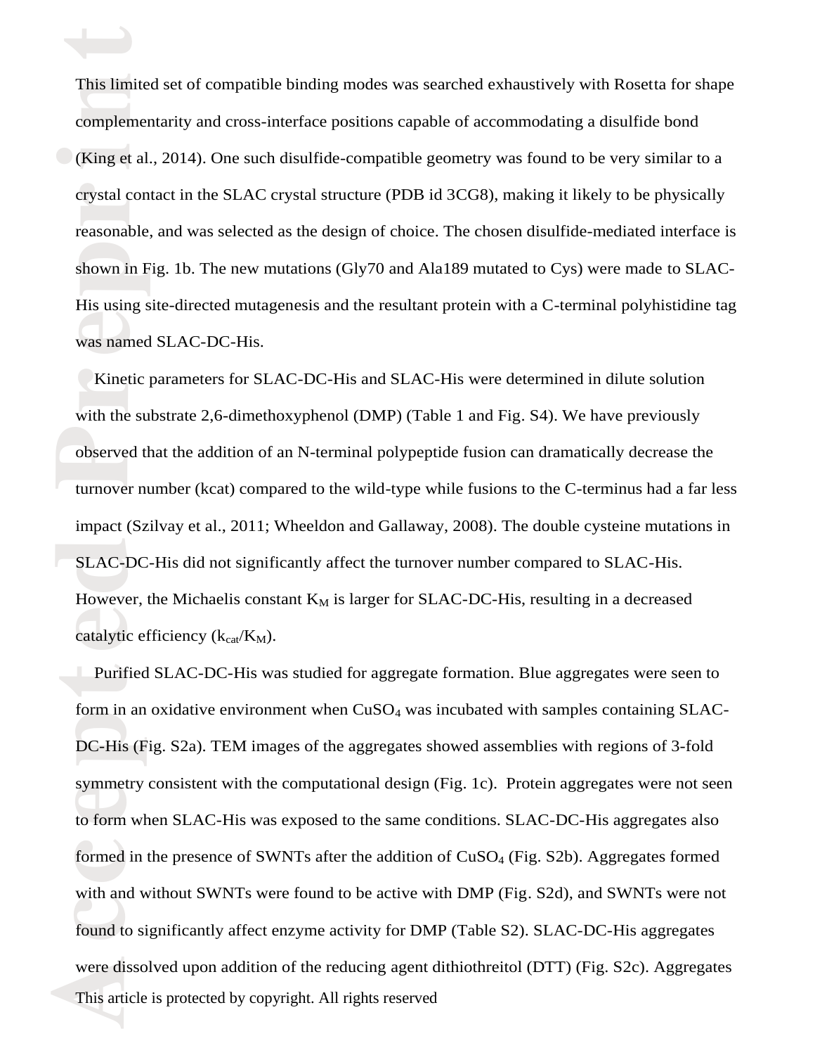This limited set of compatible binding modes was searched exhaustively with Rosetta for shape complementarity and cross-interface positions capable of accommodating a disulfide bond (King et al., 2014). One such disulfide-compatible geometry was found to be very similar to a crystal contact in the SLAC crystal structure (PDB id 3CG8), making it likely to be physically reasonable, and was selected as the design of choice. The chosen disulfide-mediated interface is shown in Fig. 1b. The new mutations (Gly70 and Ala189 mutated to Cys) were made to SLAC-His using site-directed mutagenesis and the resultant protein with a C-terminal polyhistidine tag was named SLAC-DC-His.

Kinetic parameters for SLAC-DC-His and SLAC-His were determined in dilute solution with the substrate 2,6-dimethoxyphenol (DMP) (Table 1 and Fig. S4). We have previously observed that the addition of an N-terminal polypeptide fusion can dramatically decrease the turnover number (kcat) compared to the wild-type while fusions to the C-terminus had a far less impact (Szilvay et al., 2011; Wheeldon and Gallaway, 2008). The double cysteine mutations in SLAC-DC-His did not significantly affect the turnover number compared to SLAC-His. However, the Michaelis constant $K_M$ is larger for SLAC-DC-His, resulting in a decreased catalytic efficiency ($k_{cat}/K_M$).

Purified SLAC-DC-His was studied for aggregate formation. Blue aggregates were seen to form in an oxidative environment when $CuSO_4$ was incubated with samples containing SLAC-DC-His (Fig. S2a). TEM images of the aggregates showed assemblies with regions of 3-fold symmetry consistent with the computational design (Fig. 1c). Protein aggregates were not seen to form when SLAC-His was exposed to the same conditions. SLAC-DC-His aggregates also formed in the presence of SWNTs after the addition of $CuSO_4$ (Fig. S2b). Aggregates formed with and without SWNTs were found to be active with DMP (Fig. S2d), and SWNTs were not found to significantly affect enzyme activity for DMP (Table S2). SLAC-DC-His aggregates were dissolved upon addition of the reducing agent dithiothreitol (DTT) (Fig. S2c). Aggregates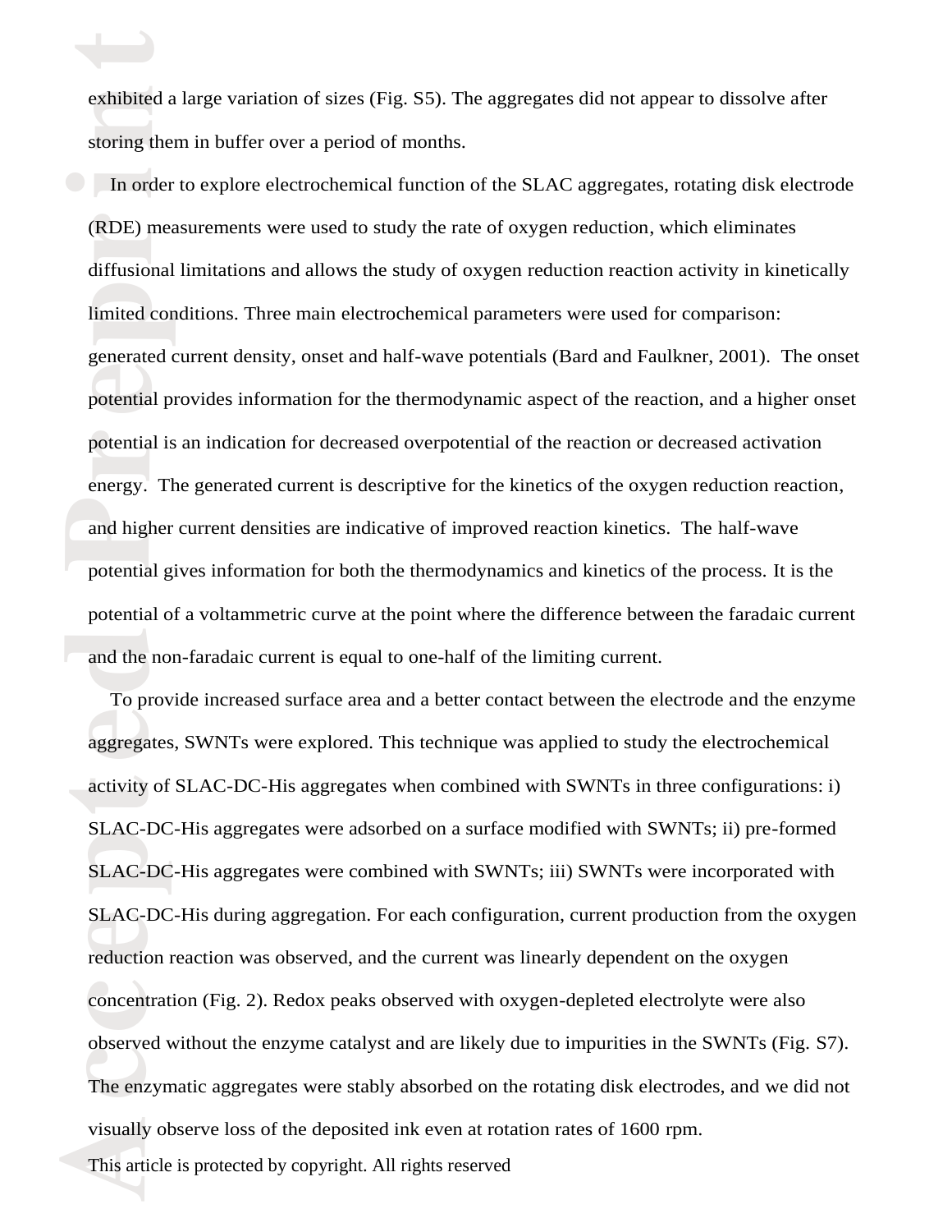exhibited a large variation of sizes (Fig. S5). The aggregates did not appear to dissolve after storing them in buffer over a period of months.

In order to explore electrochemical function of the SLAC aggregates, rotating disk electrode (RDE) measurements were used to study the rate of oxygen reduction, which eliminates diffusional limitations and allows the study of oxygen reduction reaction activity in kinetically limited conditions. Three main electrochemical parameters were used for comparison: generated current density, onset and half-wave potentials (Bard and Faulkner, 2001). The onset potential provides information for the thermodynamic aspect of the reaction, and a higher onset potential is an indication for decreased overpotential of the reaction or decreased activation energy. The generated current is descriptive for the kinetics of the oxygen reduction reaction, and higher current densities are indicative of improved reaction kinetics. The half-wave potential gives information for both the thermodynamics and kinetics of the process. It is the potential of a voltammetric curve at the point where the difference between the faradaic current and the non-faradaic current is equal to one-half of the limiting current.

To provide increased surface area and a better contact between the electrode and the enzyme aggregates, SWNTs were explored. This technique was applied to study the electrochemical activity of SLAC-DC-His aggregates when combined with SWNTs in three configurations: i) SLAC-DC-His aggregates were adsorbed on a surface modified with SWNTs; ii) pre-formed SLAC-DC-His aggregates were combined with SWNTs; iii) SWNTs were incorporated with SLAC-DC-His during aggregation. For each configuration, current production from the oxygen reduction reaction was observed, and the current was linearly dependent on the oxygen concentration (Fig. 2). Redox peaks observed with oxygen-depleted electrolyte were also observed without the enzyme catalyst and are likely due to impurities in the SWNTs (Fig. S7). The enzymatic aggregates were stably absorbed on the rotating disk electrodes, and we did not visually observe loss of the deposited ink even at rotation rates of 1600 rpm.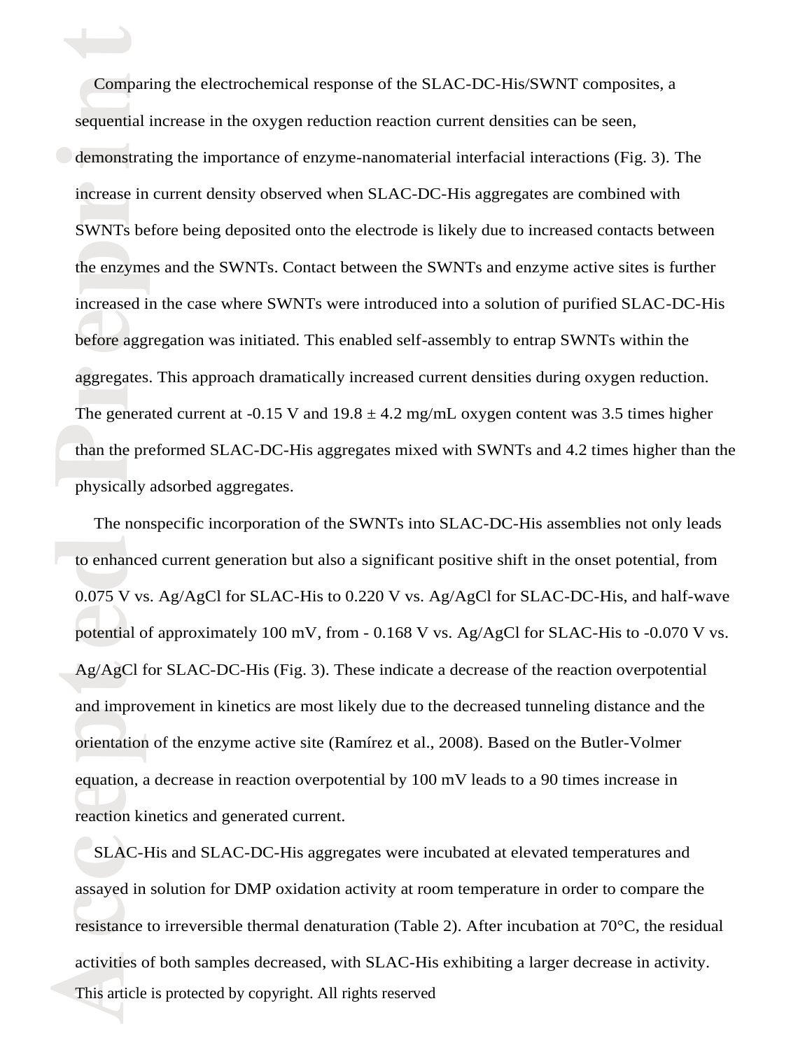Comparing the electrochemical response of the SLAC-DC-His/SWNT composites, a sequential increase in the oxygen reduction reaction current densities can be seen, demonstrating the importance of enzyme-nanomaterial interfacial interactions (Fig. 3). The increase in current density observed when SLAC-DC-His aggregates are combined with SWNTs before being deposited onto the electrode is likely due to increased contacts between the enzymes and the SWNTs. Contact between the SWNTs and enzyme active sites is further increased in the case where SWNTs were introduced into a solution of purified SLAC-DC-His before aggregation was initiated. This enabled self-assembly to entrap SWNTs within the aggregates. This approach dramatically increased current densities during oxygen reduction. The generated current at -0.15 V and 19.8 ± 4.2 mg/mL oxygen content was 3.5 times higher than the preformed SLAC-DC-His aggregates mixed with SWNTs and 4.2 times higher than the physically adsorbed aggregates.

The nonspecific incorporation of the SWNTs into SLAC-DC-His assemblies not only leads to enhanced current generation but also a significant positive shift in the onset potential, from 0.075 V vs. Ag/AgCl for SLAC-His to 0.220 V vs. Ag/AgCl for SLAC-DC-His, and half-wave potential of approximately 100 mV, from - 0.168 V vs. Ag/AgCl for SLAC-His to -0.070 V vs. Ag/AgCl for SLAC-DC-His (Fig. 3). These indicate a decrease of the reaction overpotential and improvement in kinetics are most likely due to the decreased tunneling distance and the orientation of the enzyme active site (Ramírez et al., 2008). Based on the Butler-Volmer equation, a decrease in reaction overpotential by 100 mV leads to a 90 times increase in reaction kinetics and generated current.

SLAC-His and SLAC-DC-His aggregates were incubated at elevated temperatures and assayed in solution for DMP oxidation activity at room temperature in order to compare the resistance to irreversible thermal denaturation (Table 2). After incubation at 70°C, the residual activities of both samples decreased, with SLAC-His exhibiting a larger decrease in activity.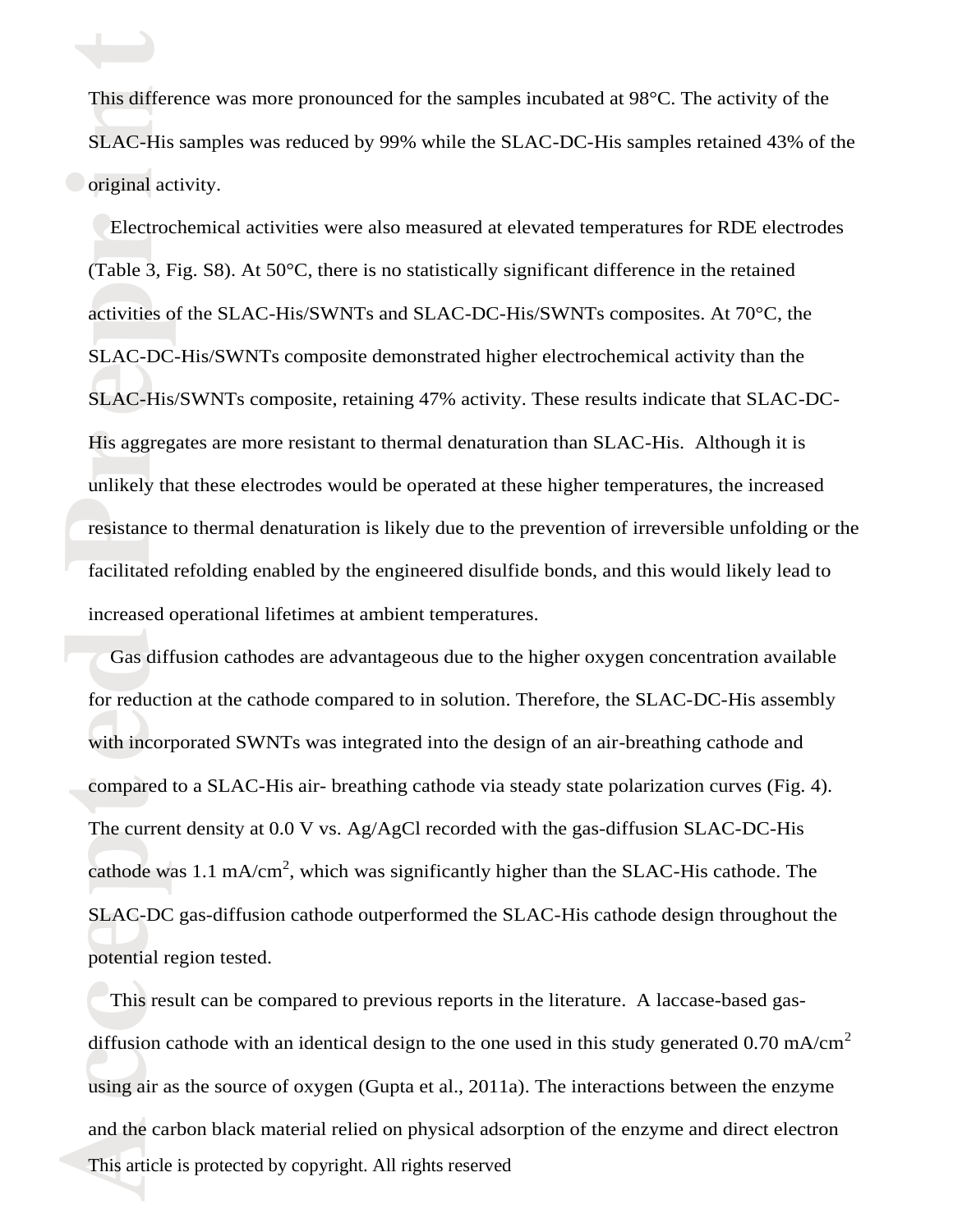This difference was more pronounced for the samples incubated at 98°C. The activity of the SLAC-His samples was reduced by 99% while the SLAC-DC-His samples retained 43% of the original activity.

Electrochemical activities were also measured at elevated temperatures for RDE electrodes (Table 3, Fig. S8). At 50°C, there is no statistically significant difference in the retained activities of the SLAC-His/SWNTs and SLAC-DC-His/SWNTs composites. At 70°C, the SLAC-DC-His/SWNTs composite demonstrated higher electrochemical activity than the SLAC-His/SWNTs composite, retaining 47% activity. These results indicate that SLAC-DC-His aggregates are more resistant to thermal denaturation than SLAC-His. Although it is unlikely that these electrodes would be operated at these higher temperatures, the increased resistance to thermal denaturation is likely due to the prevention of irreversible unfolding or the facilitated refolding enabled by the engineered disulfide bonds, and this would likely lead to increased operational lifetimes at ambient temperatures.

Gas diffusion cathodes are advantageous due to the higher oxygen concentration available for reduction at the cathode compared to in solution. Therefore, the SLAC-DC-His assembly with incorporated SWNTs was integrated into the design of an air-breathing cathode and compared to a SLAC-His air- breathing cathode via steady state polarization curves (Fig. 4). The current density at 0.0 V vs. Ag/AgCl recorded with the gas-diffusion SLAC-DC-His cathode was 1.1 mA/cm$^2$, which was significantly higher than the SLAC-His cathode. The SLAC-DC gas-diffusion cathode outperformed the SLAC-His cathode design throughout the potential region tested.

This result can be compared to previous reports in the literature. A laccase-based gas-diffusion cathode with an identical design to the one used in this study generated 0.70 mA/cm$^2$ using air as the source of oxygen (Gupta et al., 2011a). The interactions between the enzyme and the carbon black material relied on physical adsorption of the enzyme and direct electron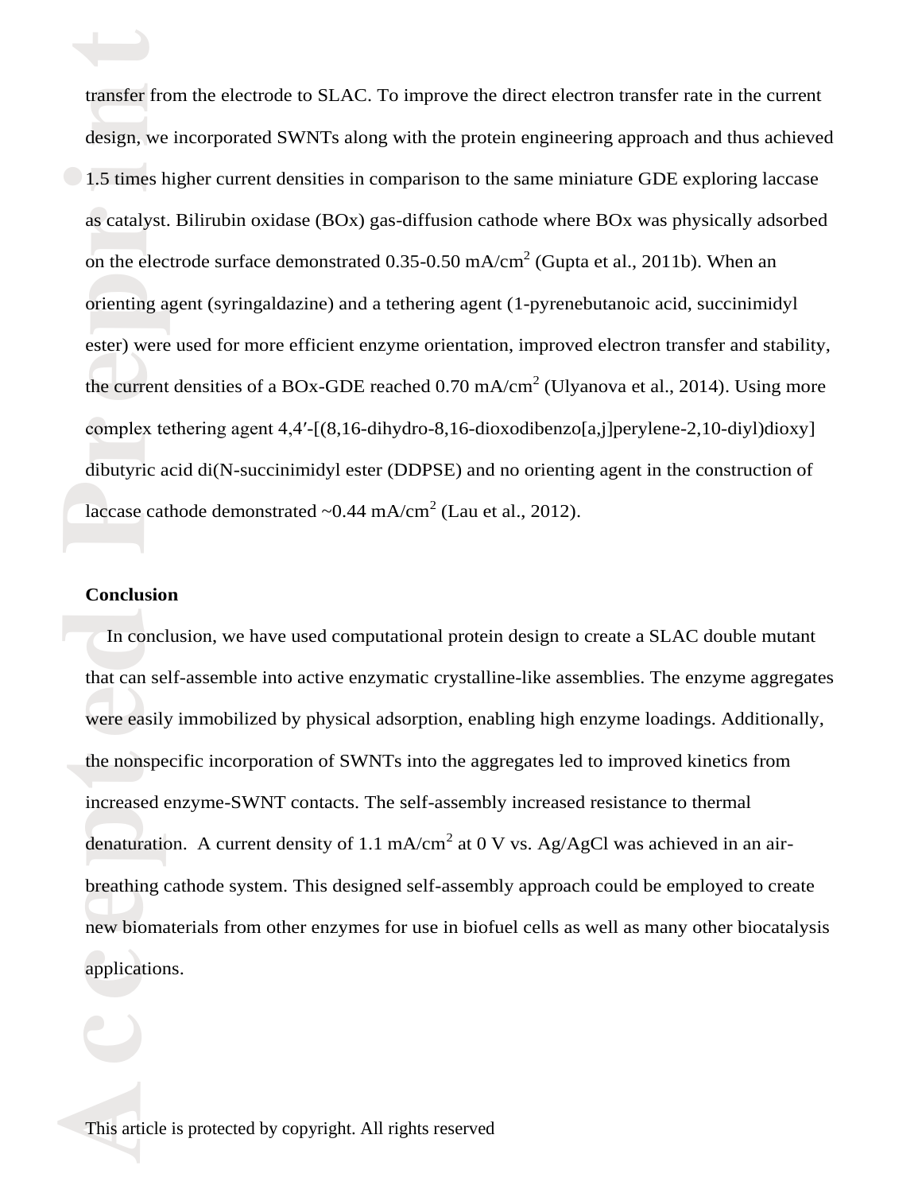transfer from the electrode to SLAC. To improve the direct electron transfer rate in the current design, we incorporated SWNTs along with the protein engineering approach and thus achieved 1.5 times higher current densities in comparison to the same miniature GDE exploring laccase as catalyst. Bilirubin oxidase (BOx) gas-diffusion cathode where BOx was physically adsorbed on the electrode surface demonstrated 0.35-0.50 mA/cm$^2$ (Gupta et al., 2011b). When an orienting agent (syringaldazine) and a tethering agent (1-pyrenebutanoic acid, succinimidyl ester) were used for more efficient enzyme orientation, improved electron transfer and stability, the current densities of a BOx-GDE reached 0.70 mA/cm$^2$ (Ulyanova et al., 2014). Using more complex tethering agent 4,4′-[(8,16-dihydro-8,16-dioxodibenzo[a,j]perylene-2,10-diyl)dioxy] dibutyric acid di(N-succinimidyl ester (DDPSE) and no orienting agent in the construction of laccase cathode demonstrated ~0.44 mA/cm$^2$ (Lau et al., 2012).

**Conclusion**

In conclusion, we have used computational protein design to create a SLAC double mutant that can self-assemble into active enzymatic crystalline-like assemblies. The enzyme aggregates were easily immobilized by physical adsorption, enabling high enzyme loadings. Additionally, the nonspecific incorporation of SWNTs into the aggregates led to improved kinetics from increased enzyme-SWNT contacts. The self-assembly increased resistance to thermal denaturation. A current density of 1.1 mA/cm$^2$ at 0 V vs. Ag/AgCl was achieved in an air-breathing cathode system. This designed self-assembly approach could be employed to create new biomaterials from other enzymes for use in biofuel cells as well as many other biocatalysis applications.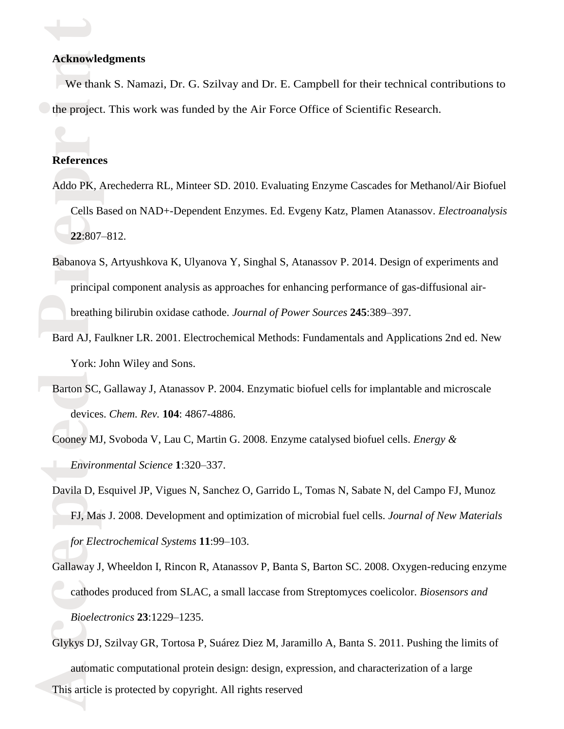**Acknowledgments**

We thank S. Namazi, Dr. G. Szilvay and Dr. E. Campbell for their technical contributions to the project. This work was funded by the Air Force Office of Scientific Research.

**References**

Addo PK, Arechederra RL, Minteer SD. 2010. Evaluating Enzyme Cascades for Methanol/Air Biofuel Cells Based on NAD+-Dependent Enzymes. Ed. Evgeny Katz, Plamen Atanassov. *Electroanalysis* **22**:807–812.

Babanova S, Artyushkova K, Ulyanova Y, Singhal S, Atanassov P. 2014. Design of experiments and principal component analysis as approaches for enhancing performance of gas-diffusional air-breathing bilirubin oxidase cathode. *Journal of Power Sources* **245**:389–397.

Bard AJ, Faulkner LR. 2001. Electrochemical Methods: Fundamentals and Applications 2nd ed. New York: John Wiley and Sons.

Barton SC, Gallaway J, Atanassov P. 2004. Enzymatic biofuel cells for implantable and microscale devices. *Chem. Rev.* **104**: 4867-4886.

Cooney MJ, Svoboda V, Lau C, Martin G. 2008. Enzyme catalysed biofuel cells. *Energy & Environmental Science* **1**:320–337.

Davila D, Esquivel JP, Vigues N, Sanchez O, Garrido L, Tomas N, Sabate N, del Campo FJ, Munoz FJ, Mas J. 2008. Development and optimization of microbial fuel cells. *Journal of New Materials for Electrochemical Systems* **11**:99–103.

Gallaway J, Wheeldon I, Rincon R, Atanassov P, Banta S, Barton SC. 2008. Oxygen-reducing enzyme cathodes produced from SLAC, a small laccase from Streptomyces coelicolor. *Biosensors and Bioelectronics* **23**:1229–1235.

Glykys DJ, Szilvay GR, Tortosa P, Suárez Diez M, Jaramillo A, Banta S. 2011. Pushing the limits of automatic computational protein design: design, expression, and characterization of a large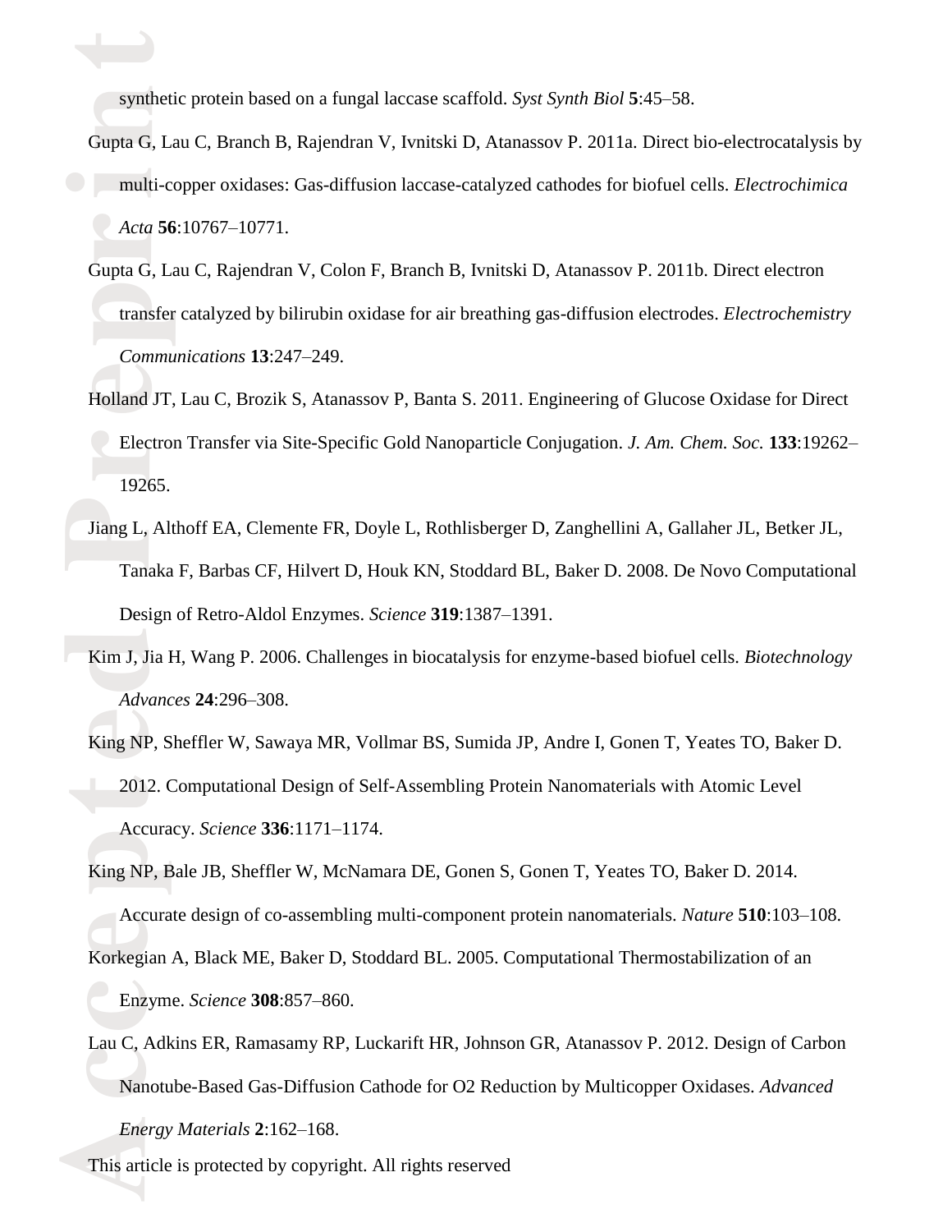synthetic protein based on a fungal laccase scaffold. *Syst Synth Biol* **5**:45–58.

Gupta G, Lau C, Branch B, Rajendran V, Ivnitski D, Atanassov P. 2011a. Direct bio-electrocatalysis by multi-copper oxidases: Gas-diffusion laccase-catalyzed cathodes for biofuel cells. *Electrochimica Acta* **56**:10767–10771.

Gupta G, Lau C, Rajendran V, Colon F, Branch B, Ivnitski D, Atanassov P. 2011b. Direct electron transfer catalyzed by bilirubin oxidase for air breathing gas-diffusion electrodes. *Electrochemistry Communications* **13**:247–249.

Holland JT, Lau C, Brozik S, Atanassov P, Banta S. 2011. Engineering of Glucose Oxidase for Direct Electron Transfer via Site-Specific Gold Nanoparticle Conjugation. *J. Am. Chem. Soc.* **133**:19262–19265.

Jiang L, Althoff EA, Clemente FR, Doyle L, Rothlisberger D, Zanghellini A, Gallaher JL, Betker JL, Tanaka F, Barbas CF, Hilvert D, Houk KN, Stoddard BL, Baker D. 2008. De Novo Computational Design of Retro-Aldol Enzymes. *Science* **319**:1387–1391.

Kim J, Jia H, Wang P. 2006. Challenges in biocatalysis for enzyme-based biofuel cells. *Biotechnology Advances* **24**:296–308.

King NP, Sheffler W, Sawaya MR, Vollmar BS, Sumida JP, Andre I, Gonen T, Yeates TO, Baker D. 2012. Computational Design of Self-Assembling Protein Nanomaterials with Atomic Level Accuracy. *Science* **336**:1171–1174.

King NP, Bale JB, Sheffler W, McNamara DE, Gonen S, Gonen T, Yeates TO, Baker D. 2014. Accurate design of co-assembling multi-component protein nanomaterials. *Nature* **510**:103–108.

Korkegian A, Black ME, Baker D, Stoddard BL. 2005. Computational Thermostabilization of an Enzyme. *Science* **308**:857–860.

Lau C, Adkins ER, Ramasamy RP, Luckarift HR, Johnson GR, Atanassov P. 2012. Design of Carbon Nanotube-Based Gas-Diffusion Cathode for O2 Reduction by Multicopper Oxidases. *Advanced Energy Materials* **2**:162–168.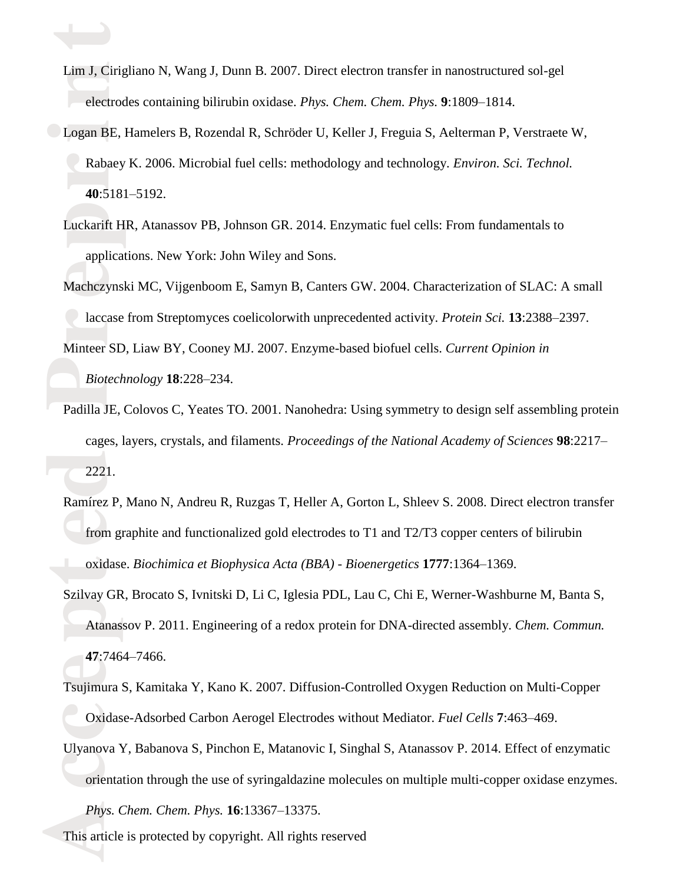Lim J, Cirigliano N, Wang J, Dunn B. 2007. Direct electron transfer in nanostructured sol-gel electrodes containing bilirubin oxidase. *Phys. Chem. Chem. Phys.* **9**:1809–1814.

Logan BE, Hamelers B, Rozendal R, Schröder U, Keller J, Freguia S, Aelterman P, Verstraete W, Rabaey K. 2006. Microbial fuel cells: methodology and technology. *Environ. Sci. Technol.* **40**:5181–5192.

Luckarift HR, Atanassov PB, Johnson GR. 2014. Enzymatic fuel cells: From fundamentals to applications. New York: John Wiley and Sons.

Machczynski MC, Vijgenboom E, Samyn B, Canters GW. 2004. Characterization of SLAC: A small laccase from Streptomyces coelicolorwith unprecedented activity. *Protein Sci.* **13**:2388–2397.

Minteer SD, Liaw BY, Cooney MJ. 2007. Enzyme-based biofuel cells. *Current Opinion in Biotechnology* **18**:228–234.

Padilla JE, Colovos C, Yeates TO. 2001. Nanohedra: Using symmetry to design self assembling protein cages, layers, crystals, and filaments. *Proceedings of the National Academy of Sciences* **98**:2217–2221.

Ramírez P, Mano N, Andreu R, Ruzgas T, Heller A, Gorton L, Shleev S. 2008. Direct electron transfer from graphite and functionalized gold electrodes to T1 and T2/T3 copper centers of bilirubin oxidase. *Biochimica et Biophysica Acta (BBA) - Bioenergetics* **1777**:1364–1369.

Szilvay GR, Brocato S, Ivnitski D, Li C, Iglesia PDL, Lau C, Chi E, Werner-Washburne M, Banta S, Atanassov P. 2011. Engineering of a redox protein for DNA-directed assembly. *Chem. Commun.* **47**:7464–7466.

Tsujimura S, Kamitaka Y, Kano K. 2007. Diffusion-Controlled Oxygen Reduction on Multi-Copper Oxidase-Adsorbed Carbon Aerogel Electrodes without Mediator. *Fuel Cells* **7**:463–469.

Ulyanova Y, Babanova S, Pinchon E, Matanovic I, Singhal S, Atanassov P. 2014. Effect of enzymatic orientation through the use of syringaldazine molecules on multiple multi-copper oxidase enzymes. *Phys. Chem. Chem. Phys.* **16**:13367–13375.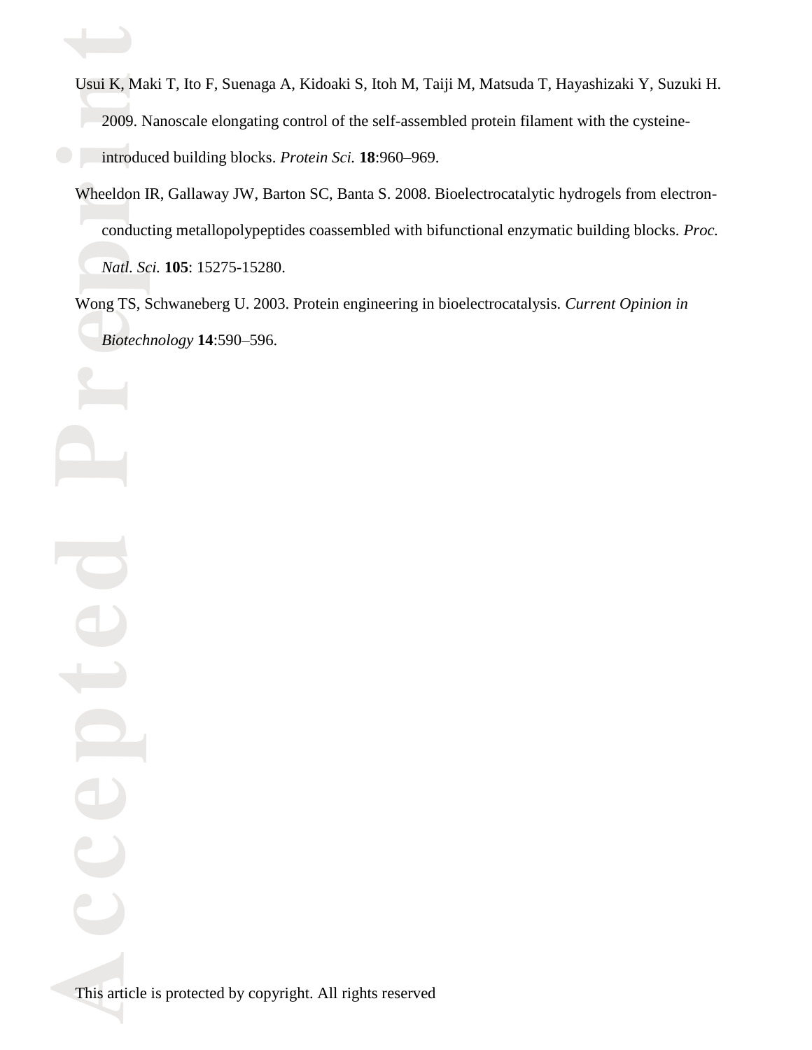Usui K, Maki T, Ito F, Suenaga A, Kidoaki S, Itoh M, Taiji M, Matsuda T, Hayashizaki Y, Suzuki H. 2009. Nanoscale elongating control of the self-assembled protein filament with the cysteine-introduced building blocks. *Protein Sci.* **18**:960–969.

Wheeldon IR, Gallaway JW, Barton SC, Banta S. 2008. Bioelectrocatalytic hydrogels from electron-conducting metallopolypeptides coassembled with bifunctional enzymatic building blocks. *Proc. Natl. Sci.* **105**: 15275-15280.

Wong TS, Schwaneberg U. 2003. Protein engineering in bioelectrocatalysis. *Current Opinion in Biotechnology* **14**:590–596.

This article is protected by copyright. All rights reserved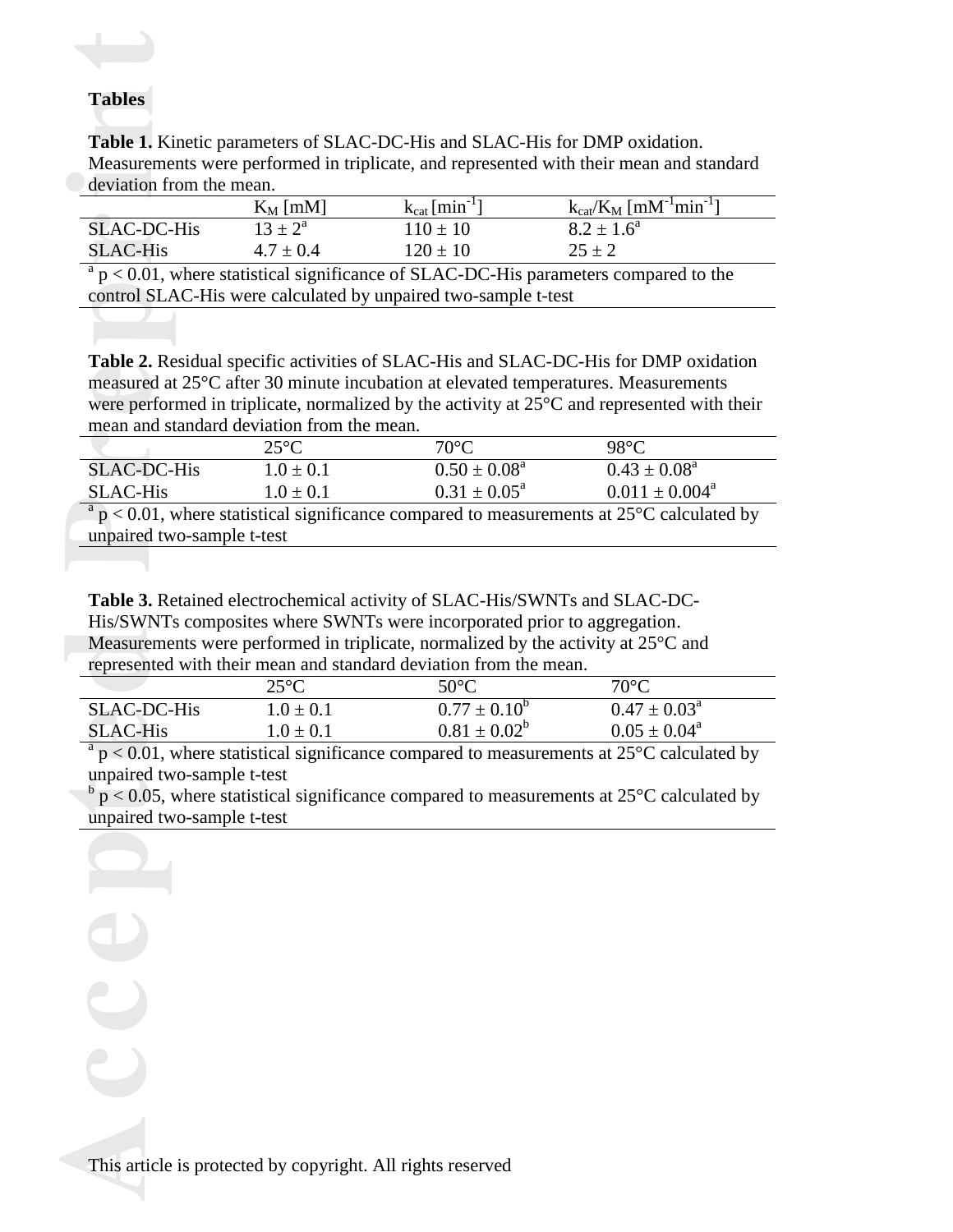## Tables

**Table 1.** Kinetic parameters of SLAC-DC-His and SLAC-His for DMP oxidation. Measurements were performed in triplicate, and represented with their mean and standard deviation from the mean.

| | $K_M$ [mM] | $k_{cat}$ [$min^{-1}$] | $k_{cat}/K_M$ [$mM^{-1}min^{-1}$] |
|---|---|---|---|
| SLAC-DC-His | $13 \pm 2$[a] | $110 \pm 10$ | $8.2 \pm 1.6$[a] |
| SLAC-His | $4.7 \pm 0.4$ | $120 \pm 10$ | $25 \pm 2$ |

[a] $p < 0.01$, where statistical significance of SLAC-DC-His parameters compared to the control SLAC-His were calculated by unpaired two-sample t-test

**Table 2.** Residual specific activities of SLAC-His and SLAC-DC-His for DMP oxidation measured at 25°C after 30 minute incubation at elevated temperatures. Measurements were performed in triplicate, normalized by the activity at 25°C and represented with their mean and standard deviation from the mean.

| | 25°C | 70°C | 98°C |
|---|---|---|---|
| SLAC-DC-His | $1.0 \pm 0.1$ | $0.50 \pm 0.08$[a] | $0.43 \pm 0.08$[a] |
| SLAC-His | $1.0 \pm 0.1$ | $0.31 \pm 0.05$[a] | $0.011 \pm 0.004$[a] |

[a] $p < 0.01$, where statistical significance compared to measurements at 25°C calculated by unpaired two-sample t-test

**Table 3.** Retained electrochemical activity of SLAC-His/SWNTs and SLAC-DC-His/SWNTs composites where SWNTs were incorporated prior to aggregation. Measurements were performed in triplicate, normalized by the activity at 25°C and represented with their mean and standard deviation from the mean.

| | 25°C | 50°C | 70°C |
|---|---|---|---|
| SLAC-DC-His | $1.0 \pm 0.1$ | $0.77 \pm 0.10$[b] | $0.47 \pm 0.03$[a] |
| SLAC-His | $1.0 \pm 0.1$ | $0.81 \pm 0.02$[b] | $0.05 \pm 0.04$[a] |

[a] $p < 0.01$, where statistical significance compared to measurements at 25°C calculated by unpaired two-sample t-test

[b] $p < 0.05$, where statistical significance compared to measurements at 25°C calculated by unpaired two-sample t-test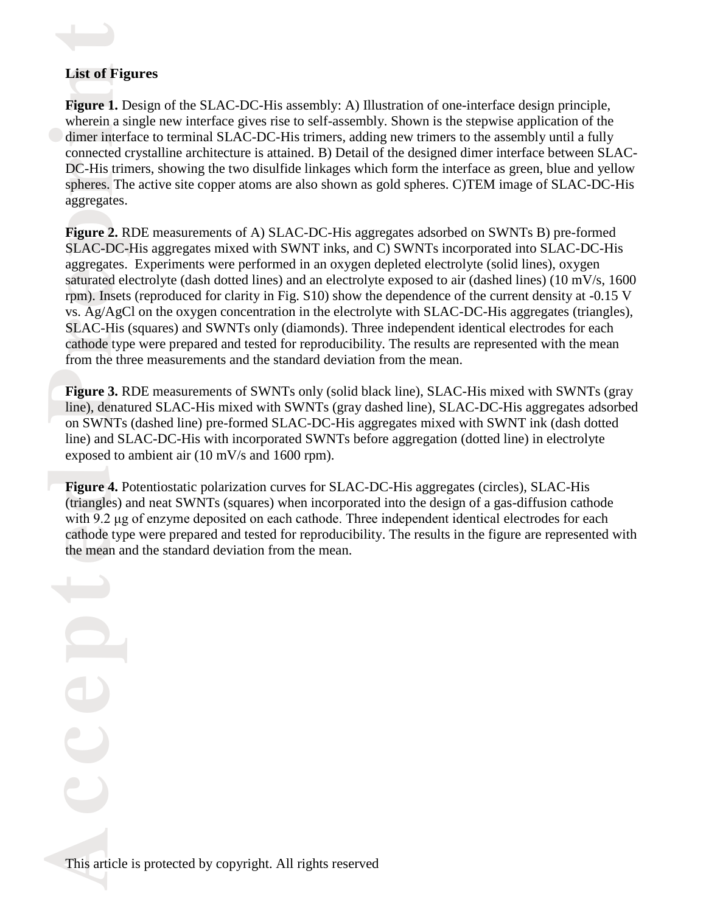**List of Figures**

**Figure 1.** Design of the SLAC-DC-His assembly: A) Illustration of one-interface design principle, wherein a single new interface gives rise to self-assembly. Shown is the stepwise application of the dimer interface to terminal SLAC-DC-His trimers, adding new trimers to the assembly until a fully connected crystalline architecture is attained. B) Detail of the designed dimer interface between SLAC-DC-His trimers, showing the two disulfide linkages which form the interface as green, blue and yellow spheres. The active site copper atoms are also shown as gold spheres. C)TEM image of SLAC-DC-His aggregates.

**Figure 2.** RDE measurements of A) SLAC-DC-His aggregates adsorbed on SWNTs B) pre-formed SLAC-DC-His aggregates mixed with SWNT inks, and C) SWNTs incorporated into SLAC-DC-His aggregates. Experiments were performed in an oxygen depleted electrolyte (solid lines), oxygen saturated electrolyte (dash dotted lines) and an electrolyte exposed to air (dashed lines) (10 mV/s, 1600 rpm). Insets (reproduced for clarity in Fig. S10) show the dependence of the current density at -0.15 V vs. Ag/AgCl on the oxygen concentration in the electrolyte with SLAC-DC-His aggregates (triangles), SLAC-His (squares) and SWNTs only (diamonds). Three independent identical electrodes for each cathode type were prepared and tested for reproducibility. The results are represented with the mean from the three measurements and the standard deviation from the mean.

**Figure 3.** RDE measurements of SWNTs only (solid black line), SLAC-His mixed with SWNTs (gray line), denatured SLAC-His mixed with SWNTs (gray dashed line), SLAC-DC-His aggregates adsorbed on SWNTs (dashed line) pre-formed SLAC-DC-His aggregates mixed with SWNT ink (dash dotted line) and SLAC-DC-His with incorporated SWNTs before aggregation (dotted line) in electrolyte exposed to ambient air (10 mV/s and 1600 rpm).

**Figure 4.** Potentiostatic polarization curves for SLAC-DC-His aggregates (circles), SLAC-His (triangles) and neat SWNTs (squares) when incorporated into the design of a gas-diffusion cathode with 9.2 μg of enzyme deposited on each cathode. Three independent identical electrodes for each cathode type were prepared and tested for reproducibility. The results in the figure are represented with the mean and the standard deviation from the mean.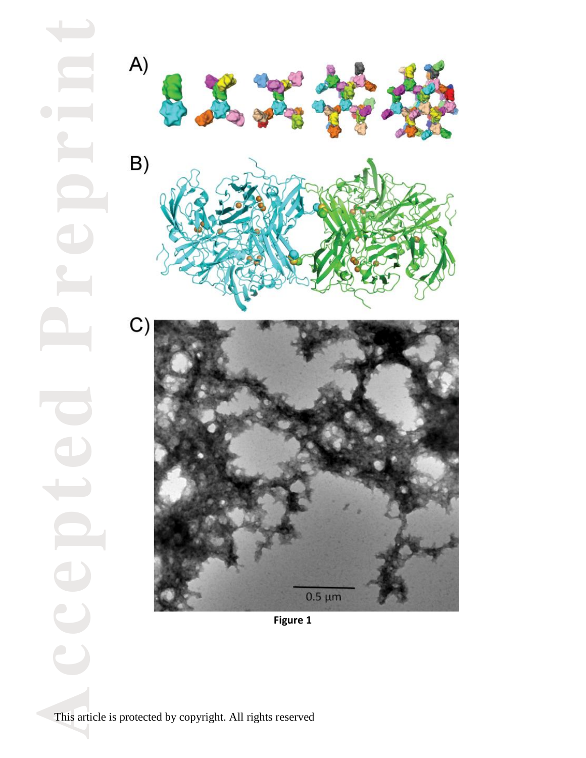A)

B)

C)

0.5 µm

**Figure 1**

This article is protected by copyright. All rights reserved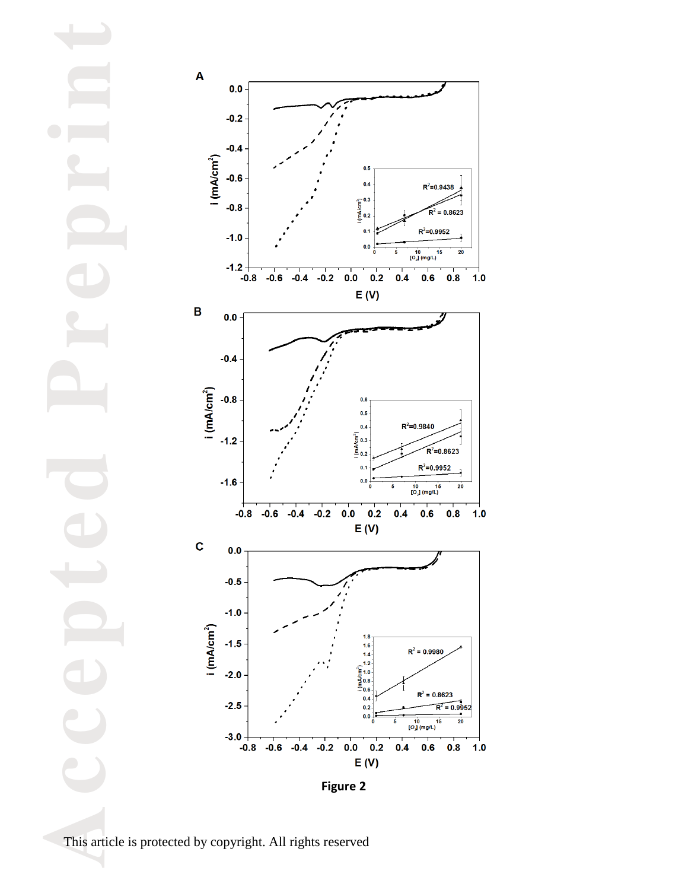Figure 2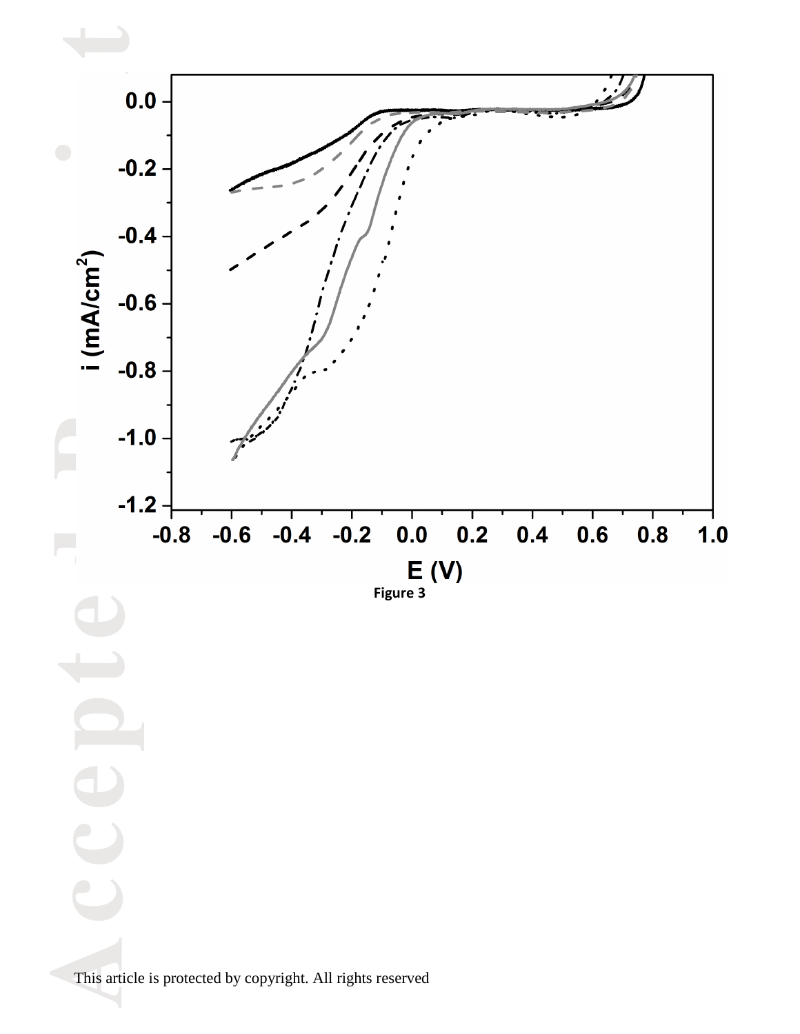Figure 3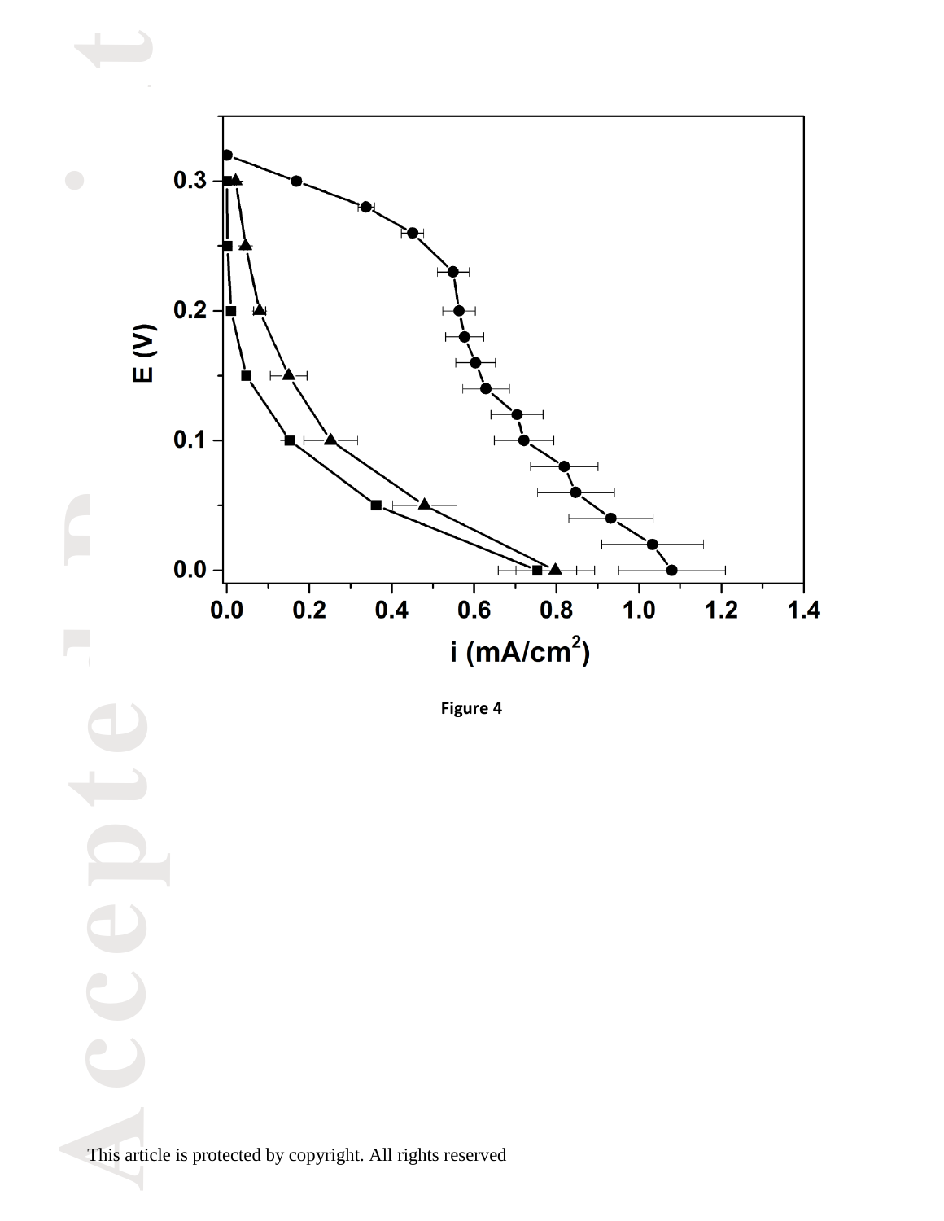E (V)

0.0
0.1
0.2
0.3

0.0 0.2 0.4 0.6 0.8 1.0 1.2 1.4

i (mA/cm$^2$)

**Figure 4**